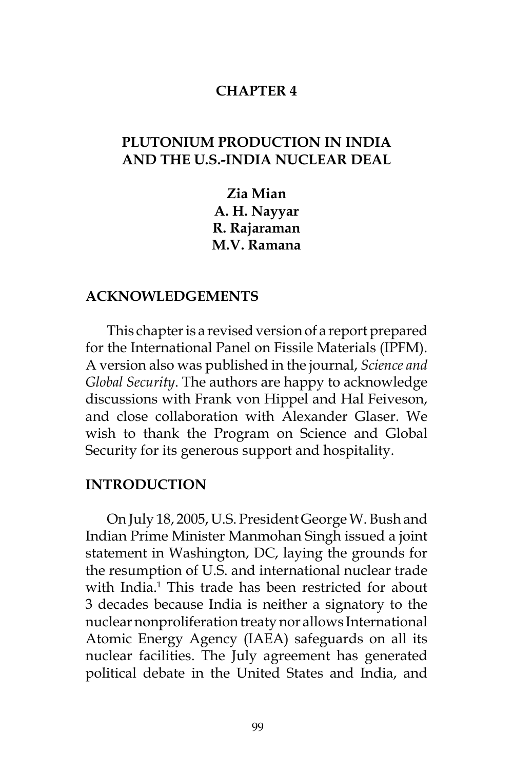# CHAPTER 4

# PLUTONIUM PRODUCTION IN INDIA AND THE U.S.-INDIA NUCLEAR DEAL

**Zia Mian**
**A. H. Nayyar**
**R. Rajaraman**
**M.V. Ramana**

## ACKNOWLEDGEMENTS

This chapter is a revised version of a report prepared for the International Panel on Fissile Materials (IPFM). A version also was published in the journal, *Science and Global Security*. The authors are happy to acknowledge discussions with Frank von Hippel and Hal Feiveson, and close collaboration with Alexander Glaser. We wish to thank the Program on Science and Global Security for its generous support and hospitality.

## INTRODUCTION

On July 18, 2005, U.S. President George W. Bush and Indian Prime Minister Manmohan Singh issued a joint statement in Washington, DC, laying the grounds for the resumption of U.S. and international nuclear trade with India.[1] This trade has been restricted for about 3 decades because India is neither a signatory to the nuclear nonproliferation treaty nor allows International Atomic Energy Agency (IAEA) safeguards on all its nuclear facilities. The July agreement has generated political debate in the United States and India, and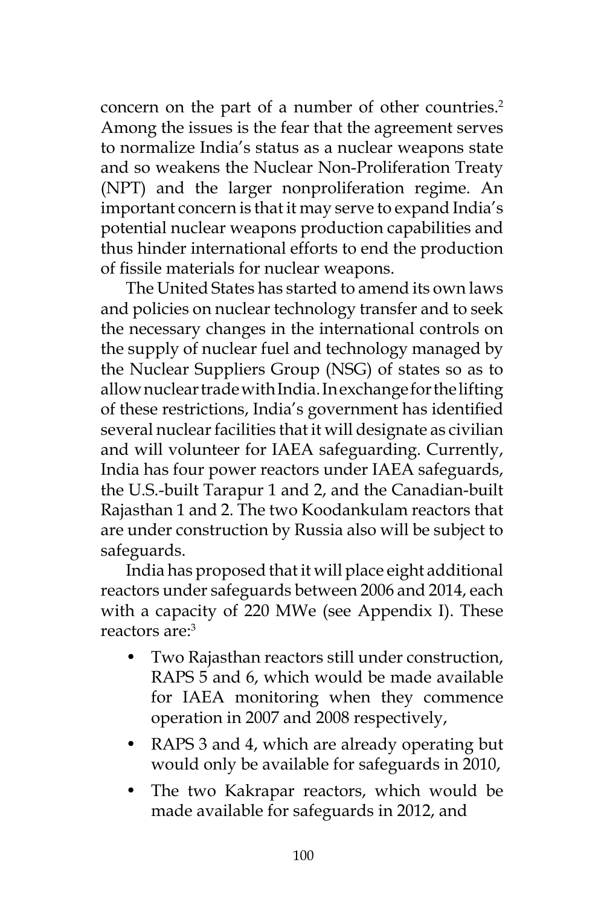concern on the part of a number of other countries.[2] Among the issues is the fear that the agreement serves to normalize India's status as a nuclear weapons state and so weakens the Nuclear Non-Proliferation Treaty (NPT) and the larger nonproliferation regime. An important concern is that it may serve to expand India's potential nuclear weapons production capabilities and thus hinder international efforts to end the production of fissile materials for nuclear weapons.

The United States has started to amend its own laws and policies on nuclear technology transfer and to seek the necessary changes in the international controls on the supply of nuclear fuel and technology managed by the Nuclear Suppliers Group (NSG) of states so as to allow nuclear trade with India. In exchange for the lifting of these restrictions, India's government has identified several nuclear facilities that it will designate as civilian and will volunteer for IAEA safeguarding. Currently, India has four power reactors under IAEA safeguards, the U.S.-built Tarapur 1 and 2, and the Canadian-built Rajasthan 1 and 2. The two Koodankulam reactors that are under construction by Russia also will be subject to safeguards.

India has proposed that it will place eight additional reactors under safeguards between 2006 and 2014, each with a capacity of 220 MWe (see Appendix I). These reactors are:[3]

- Two Rajasthan reactors still under construction, RAPS 5 and 6, which would be made available for IAEA monitoring when they commence operation in 2007 and 2008 respectively,
- RAPS 3 and 4, which are already operating but would only be available for safeguards in 2010,
- The two Kakrapar reactors, which would be made available for safeguards in 2012, and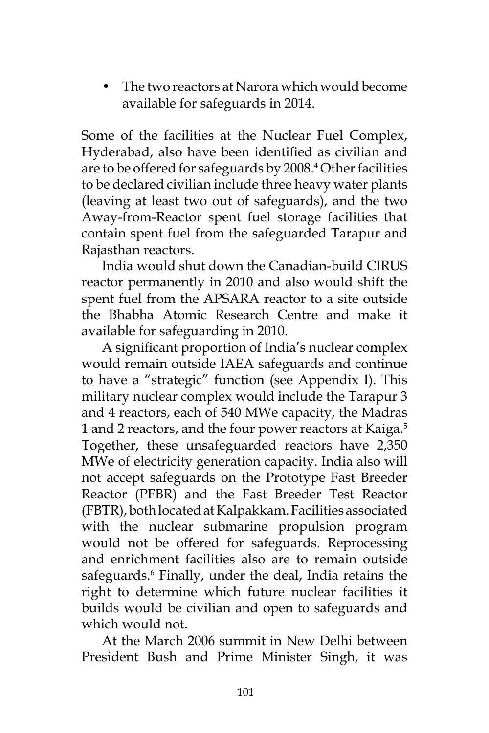- The two reactors at Narora which would become available for safeguards in 2014.

Some of the facilities at the Nuclear Fuel Complex, Hyderabad, also have been identified as civilian and are to be offered for safeguards by 2008.[4] Other facilities to be declared civilian include three heavy water plants (leaving at least two out of safeguards), and the two Away-from-Reactor spent fuel storage facilities that contain spent fuel from the safeguarded Tarapur and Rajasthan reactors.

India would shut down the Canadian-build CIRUS reactor permanently in 2010 and also would shift the spent fuel from the APSARA reactor to a site outside the Bhabha Atomic Research Centre and make it available for safeguarding in 2010.

A significant proportion of India's nuclear complex would remain outside IAEA safeguards and continue to have a "strategic" function (see Appendix I). This military nuclear complex would include the Tarapur 3 and 4 reactors, each of 540 MWe capacity, the Madras 1 and 2 reactors, and the four power reactors at Kaiga.[5] Together, these unsafeguarded reactors have 2,350 MWe of electricity generation capacity. India also will not accept safeguards on the Prototype Fast Breeder Reactor (PFBR) and the Fast Breeder Test Reactor (FBTR), both located at Kalpakkam. Facilities associated with the nuclear submarine propulsion program would not be offered for safeguards. Reprocessing and enrichment facilities also are to remain outside safeguards.[6] Finally, under the deal, India retains the right to determine which future nuclear facilities it builds would be civilian and open to safeguards and which would not.

At the March 2006 summit in New Delhi between President Bush and Prime Minister Singh, it was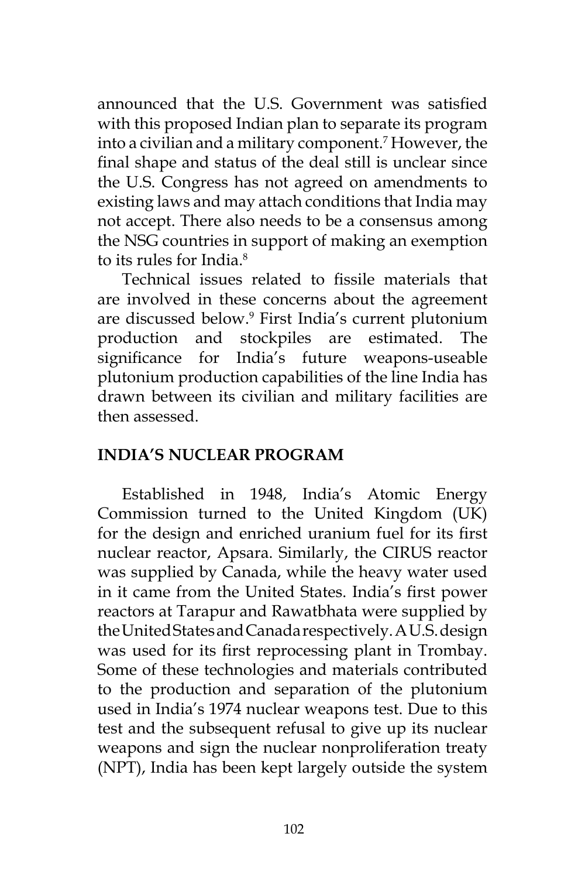announced that the U.S. Government was satisfied with this proposed Indian plan to separate its program into a civilian and a military component.[7] However, the final shape and status of the deal still is unclear since the U.S. Congress has not agreed on amendments to existing laws and may attach conditions that India may not accept. There also needs to be a consensus among the NSG countries in support of making an exemption to its rules for India.[8]

Technical issues related to fissile materials that are involved in these concerns about the agreement are discussed below.[9] First India's current plutonium production and stockpiles are estimated. The significance for India's future weapons-useable plutonium production capabilities of the line India has drawn between its civilian and military facilities are then assessed.

## INDIA'S NUCLEAR PROGRAM

Established in 1948, India's Atomic Energy Commission turned to the United Kingdom (UK) for the design and enriched uranium fuel for its first nuclear reactor, Apsara. Similarly, the CIRUS reactor was supplied by Canada, while the heavy water used in it came from the United States. India's first power reactors at Tarapur and Rawatbhata were supplied by the United States and Canada respectively. A U.S. design was used for its first reprocessing plant in Trombay. Some of these technologies and materials contributed to the production and separation of the plutonium used in India's 1974 nuclear weapons test. Due to this test and the subsequent refusal to give up its nuclear weapons and sign the nuclear nonproliferation treaty (NPT), India has been kept largely outside the system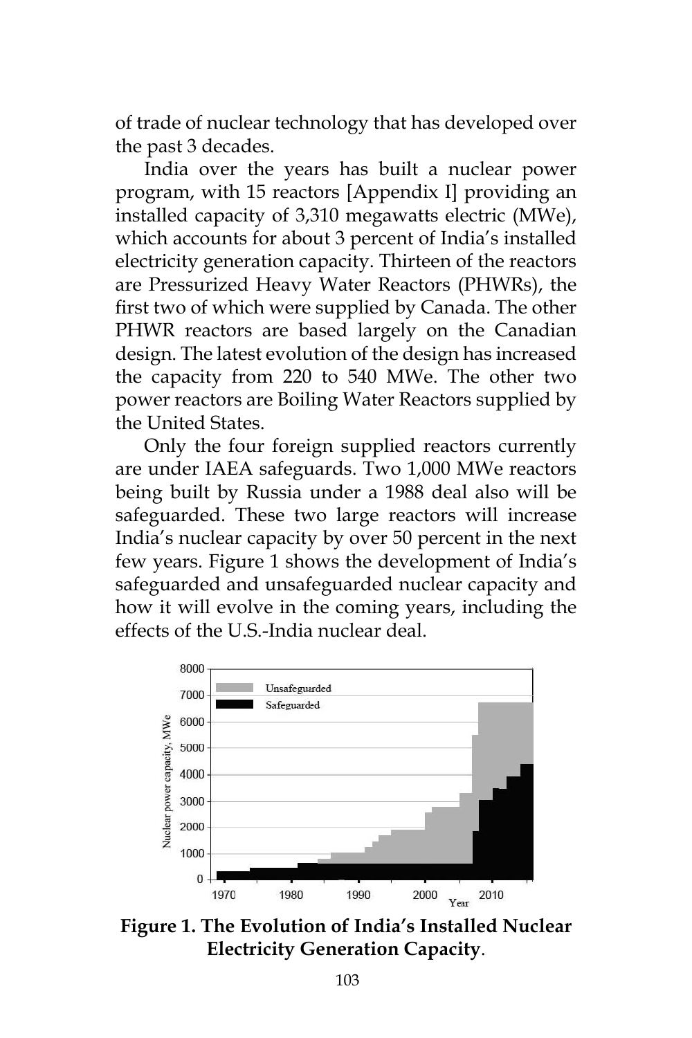of trade of nuclear technology that has developed over the past 3 decades.

India over the years has built a nuclear power program, with 15 reactors [Appendix I] providing an installed capacity of 3,310 megawatts electric (MWe), which accounts for about 3 percent of India's installed electricity generation capacity. Thirteen of the reactors are Pressurized Heavy Water Reactors (PHWRs), the first two of which were supplied by Canada. The other PHWR reactors are based largely on the Canadian design. The latest evolution of the design has increased the capacity from 220 to 540 MWe. The other two power reactors are Boiling Water Reactors supplied by the United States.

Only the four foreign supplied reactors currently are under IAEA safeguards. Two 1,000 MWe reactors being built by Russia under a 1988 deal also will be safeguarded. These two large reactors will increase India's nuclear capacity by over 50 percent in the next few years. Figure 1 shows the development of India's safeguarded and unsafeguarded nuclear capacity and how it will evolve in the coming years, including the effects of the U.S.-India nuclear deal.

Unsafeguarded
Safeguarded
Nuclear power capacity, MWe
0
1000
2000
3000
4000
5000
6000
7000
8000
1970
1980
1990
2000
2010
Year

**Figure 1. The Evolution of India's Installed Nuclear Electricity Generation Capacity**.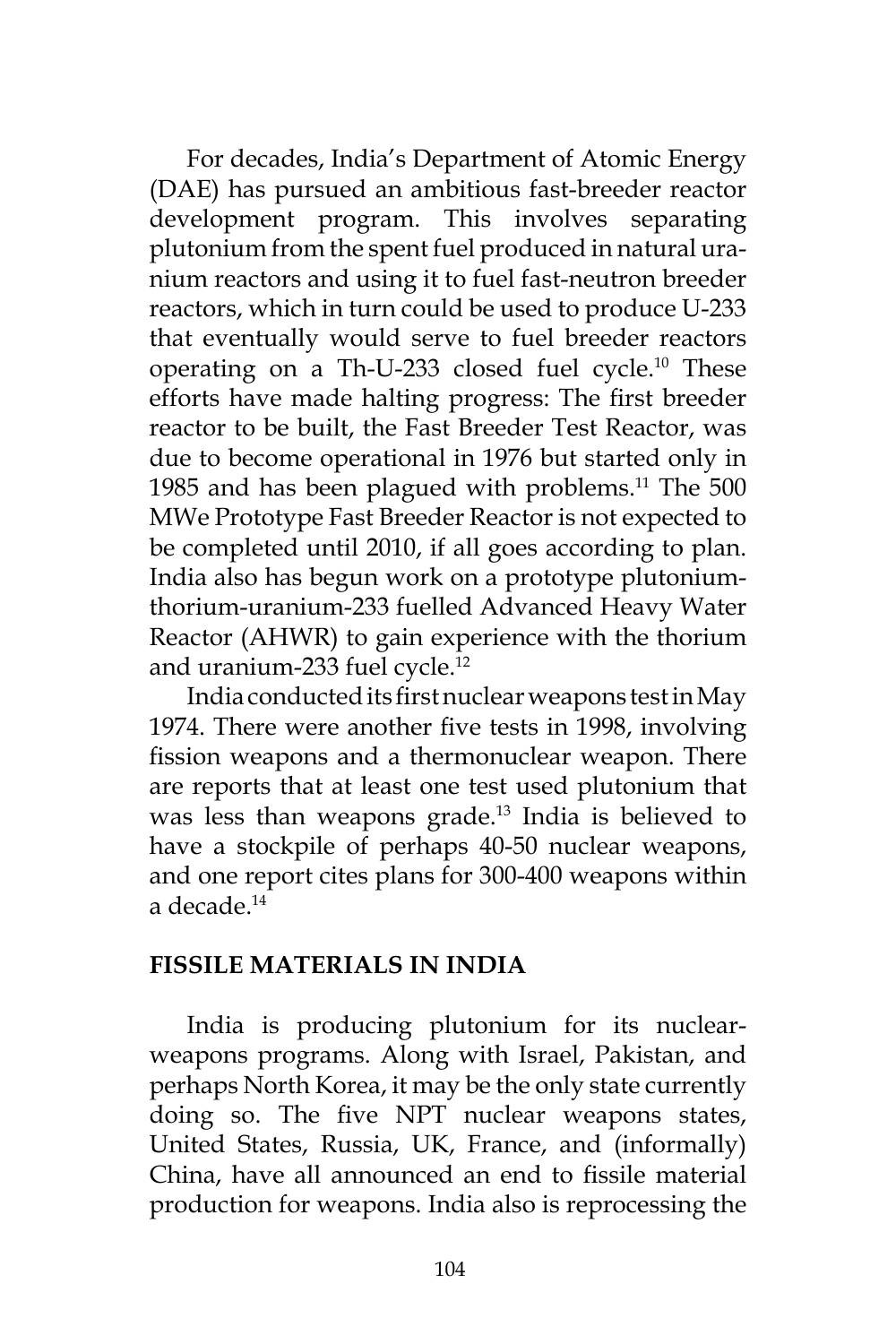For decades, India's Department of Atomic Energy (DAE) has pursued an ambitious fast-breeder reactor development program. This involves separating plutonium from the spent fuel produced in natural uranium reactors and using it to fuel fast-neutron breeder reactors, which in turn could be used to produce U-233 that eventually would serve to fuel breeder reactors operating on a Th-U-233 closed fuel cycle.[10] These efforts have made halting progress: The first breeder reactor to be built, the Fast Breeder Test Reactor, was due to become operational in 1976 but started only in 1985 and has been plagued with problems.[11] The 500 MWe Prototype Fast Breeder Reactor is not expected to be completed until 2010, if all goes according to plan. India also has begun work on a prototype plutonium-thorium-uranium-233 fuelled Advanced Heavy Water Reactor (AHWR) to gain experience with the thorium and uranium-233 fuel cycle.[12]

India conducted its first nuclear weapons test in May 1974. There were another five tests in 1998, involving fission weapons and a thermonuclear weapon. There are reports that at least one test used plutonium that was less than weapons grade.[13] India is believed to have a stockpile of perhaps 40-50 nuclear weapons, and one report cites plans for 300-400 weapons within a decade.[14]

## FISSILE MATERIALS IN INDIA

India is producing plutonium for its nuclear-weapons programs. Along with Israel, Pakistan, and perhaps North Korea, it may be the only state currently doing so. The five NPT nuclear weapons states, United States, Russia, UK, France, and (informally) China, have all announced an end to fissile material production for weapons. India also is reprocessing the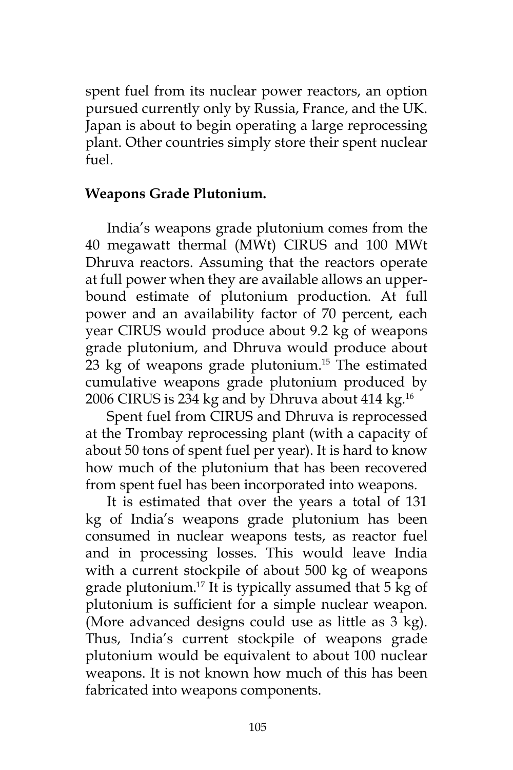spent fuel from its nuclear power reactors, an option pursued currently only by Russia, France, and the UK. Japan is about to begin operating a large reprocessing plant. Other countries simply store their spent nuclear fuel.

**Weapons Grade Plutonium.**

India's weapons grade plutonium comes from the 40 megawatt thermal (MWt) CIRUS and 100 MWt Dhruva reactors. Assuming that the reactors operate at full power when they are available allows an upper-bound estimate of plutonium production. At full power and an availability factor of 70 percent, each year CIRUS would produce about 9.2 kg of weapons grade plutonium, and Dhruva would produce about 23 kg of weapons grade plutonium.[15] The estimated cumulative weapons grade plutonium produced by 2006 CIRUS is 234 kg and by Dhruva about 414 kg.[16]

Spent fuel from CIRUS and Dhruva is reprocessed at the Trombay reprocessing plant (with a capacity of about 50 tons of spent fuel per year). It is hard to know how much of the plutonium that has been recovered from spent fuel has been incorporated into weapons.

It is estimated that over the years a total of 131 kg of India's weapons grade plutonium has been consumed in nuclear weapons tests, as reactor fuel and in processing losses. This would leave India with a current stockpile of about 500 kg of weapons grade plutonium.[17] It is typically assumed that 5 kg of plutonium is sufficient for a simple nuclear weapon. (More advanced designs could use as little as 3 kg). Thus, India's current stockpile of weapons grade plutonium would be equivalent to about 100 nuclear weapons. It is not known how much of this has been fabricated into weapons components.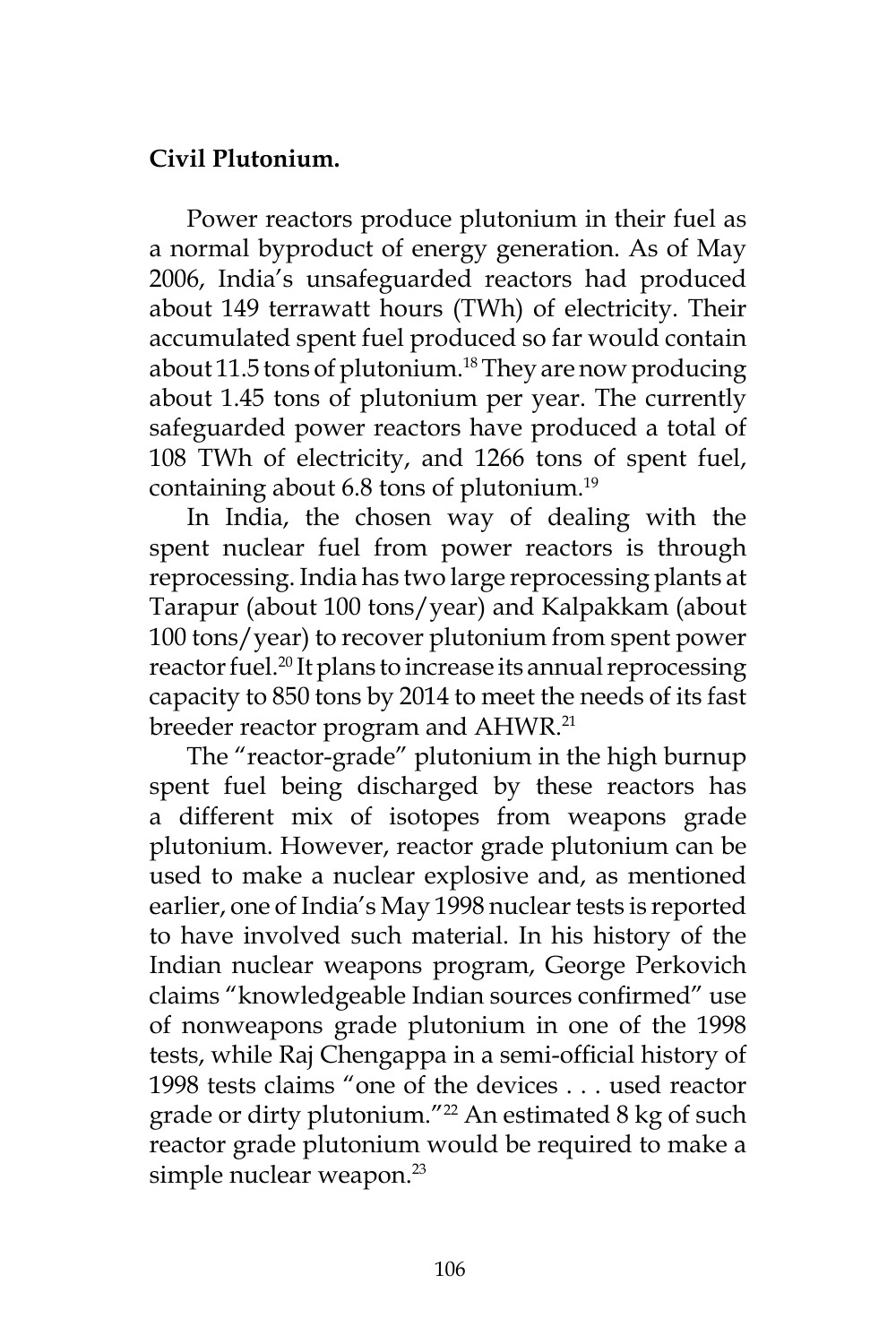**Civil Plutonium.**

Power reactors produce plutonium in their fuel as a normal byproduct of energy generation. As of May 2006, India's unsafeguarded reactors had produced about 149 terrawatt hours (TWh) of electricity. Their accumulated spent fuel produced so far would contain about 11.5 tons of plutonium.[18] They are now producing about 1.45 tons of plutonium per year. The currently safeguarded power reactors have produced a total of 108 TWh of electricity, and 1266 tons of spent fuel, containing about 6.8 tons of plutonium.[19]

In India, the chosen way of dealing with the spent nuclear fuel from power reactors is through reprocessing. India has two large reprocessing plants at Tarapur (about 100 tons/year) and Kalpakkam (about 100 tons/year) to recover plutonium from spent power reactor fuel.[20] It plans to increase its annual reprocessing capacity to 850 tons by 2014 to meet the needs of its fast breeder reactor program and AHWR.[21]

The "reactor-grade" plutonium in the high burnup spent fuel being discharged by these reactors has a different mix of isotopes from weapons grade plutonium. However, reactor grade plutonium can be used to make a nuclear explosive and, as mentioned earlier, one of India's May 1998 nuclear tests is reported to have involved such material. In his history of the Indian nuclear weapons program, George Perkovich claims "knowledgeable Indian sources confirmed" use of nonweapons grade plutonium in one of the 1998 tests, while Raj Chengappa in a semi-official history of 1998 tests claims "one of the devices . . . used reactor grade or dirty plutonium."[22] An estimated 8 kg of such reactor grade plutonium would be required to make a simple nuclear weapon.[23]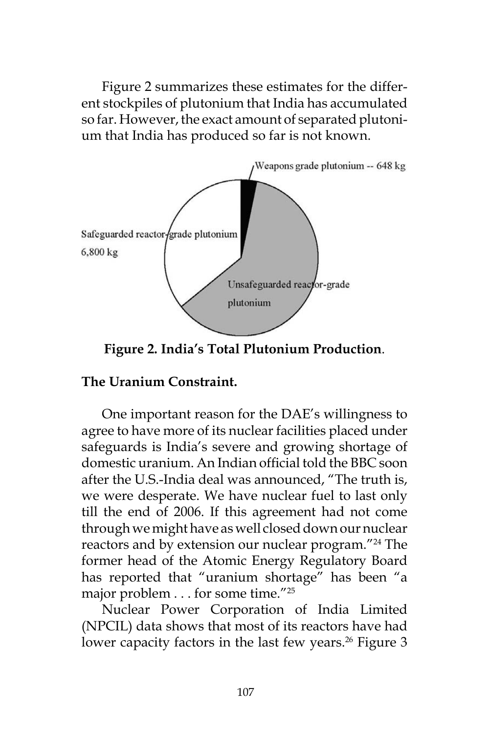Figure 2 summarizes these estimates for the different stockpiles of plutonium that India has accumulated so far. However, the exact amount of separated plutonium that India has produced so far is not known.

Weapons grade plutonium -- 648 kg

Safeguarded reactor-grade plutonium
6,800 kg

Unsafeguarded reactor-grade
plutonium

**Figure 2. India's Total Plutonium Production**.

**The Uranium Constraint.**

One important reason for the DAE's willingness to agree to have more of its nuclear facilities placed under safeguards is India's severe and growing shortage of domestic uranium. An Indian official told the BBC soon after the U.S.-India deal was announced, "The truth is, we were desperate. We have nuclear fuel to last only till the end of 2006. If this agreement had not come through we might have as well closed down our nuclear reactors and by extension our nuclear program."[24] The former head of the Atomic Energy Regulatory Board has reported that "uranium shortage" has been "a major problem . . . for some time."[25]

Nuclear Power Corporation of India Limited (NPCIL) data shows that most of its reactors have had lower capacity factors in the last few years.[26] Figure 3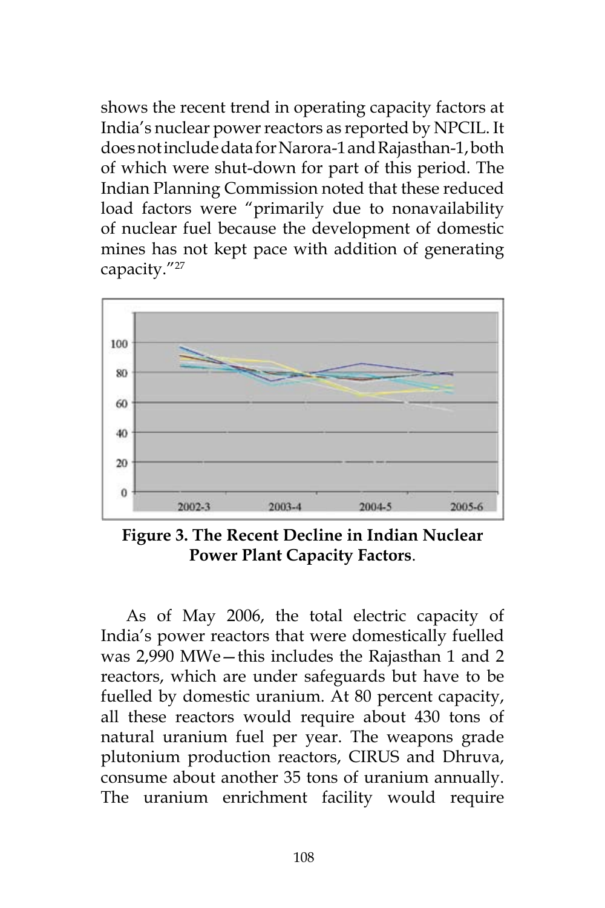shows the recent trend in operating capacity factors at India's nuclear power reactors as reported by NPCIL. It does not include data for Narora-1 and Rajasthan-1, both of which were shut-down for part of this period. The Indian Planning Commission noted that these reduced load factors were "primarily due to nonavailability of nuclear fuel because the development of domestic mines has not kept pace with addition of generating capacity."[27]

100
80
60
40
20
0
2002-3
2003-4
2004-5
2005-6

**Figure 3. The Recent Decline in Indian Nuclear Power Plant Capacity Factors**.

As of May 2006, the total electric capacity of India's power reactors that were domestically fuelled was 2,990 MWe—this includes the Rajasthan 1 and 2 reactors, which are under safeguards but have to be fuelled by domestic uranium. At 80 percent capacity, all these reactors would require about 430 tons of natural uranium fuel per year. The weapons grade plutonium production reactors, CIRUS and Dhruva, consume about another 35 tons of uranium annually. The uranium enrichment facility would require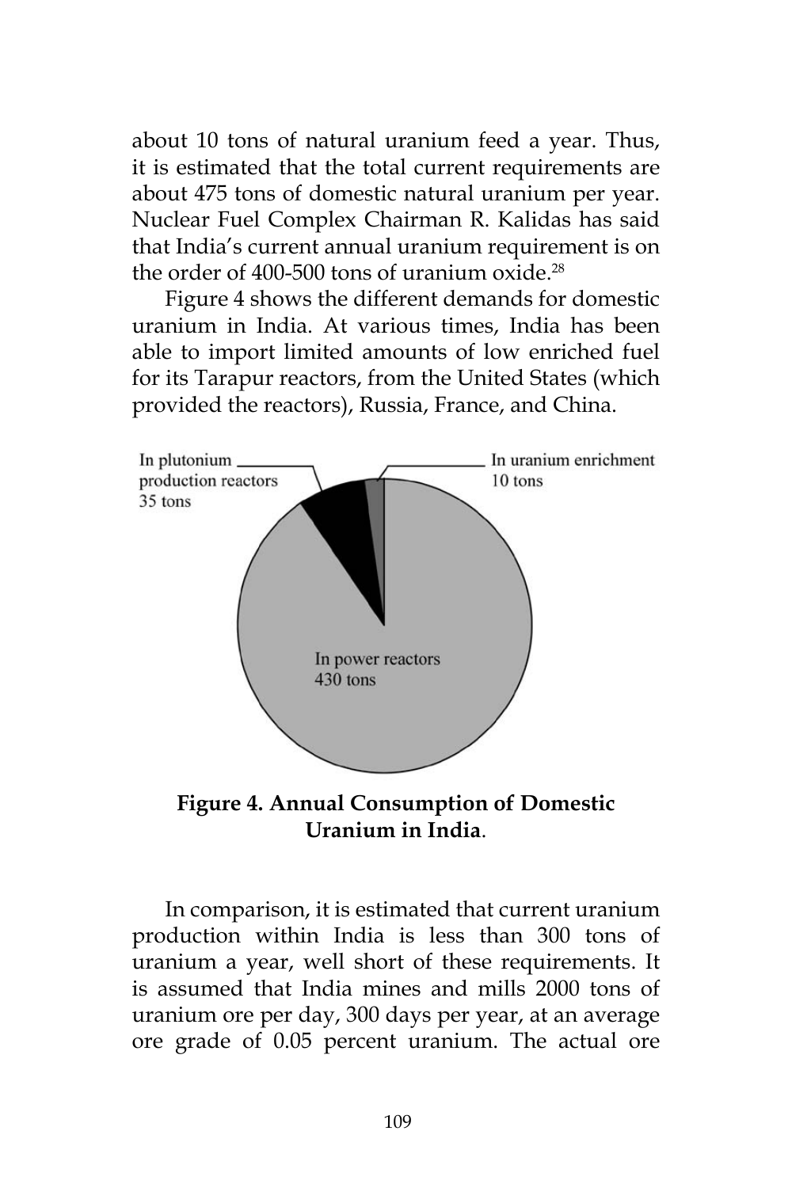about 10 tons of natural uranium feed a year. Thus, it is estimated that the total current requirements are about 475 tons of domestic natural uranium per year. Nuclear Fuel Complex Chairman R. Kalidas has said that India's current annual uranium requirement is on the order of 400-500 tons of uranium oxide.[28]

Figure 4 shows the different demands for domestic uranium in India. At various times, India has been able to import limited amounts of low enriched fuel for its Tarapur reactors, from the United States (which provided the reactors), Russia, France, and China.

In plutonium production reactors
35 tons

In uranium enrichment
10 tons

In power reactors
430 tons

**Figure 4. Annual Consumption of Domestic Uranium in India**.

In comparison, it is estimated that current uranium production within India is less than 300 tons of uranium a year, well short of these requirements. It is assumed that India mines and mills 2000 tons of uranium ore per day, 300 days per year, at an average ore grade of 0.05 percent uranium. The actual ore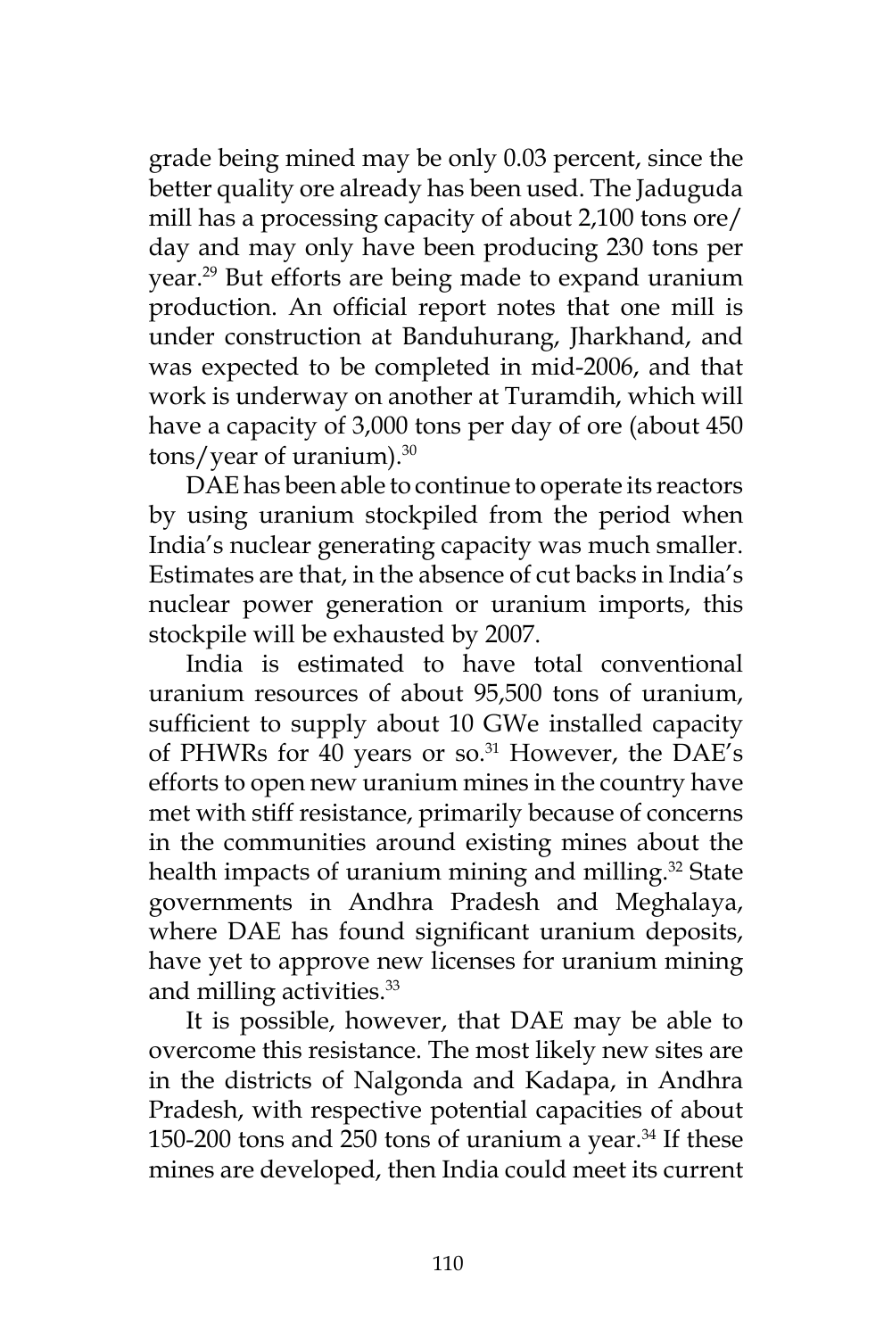grade being mined may be only 0.03 percent, since the better quality ore already has been used. The Jaduguda mill has a processing capacity of about 2,100 tons ore/day and may only have been producing 230 tons per year.[29] But efforts are being made to expand uranium production. An official report notes that one mill is under construction at Banduhurang, Jharkhand, and was expected to be completed in mid-2006, and that work is underway on another at Turamdih, which will have a capacity of 3,000 tons per day of ore (about 450 tons/year of uranium).[30]

DAE has been able to continue to operate its reactors by using uranium stockpiled from the period when India's nuclear generating capacity was much smaller. Estimates are that, in the absence of cut backs in India's nuclear power generation or uranium imports, this stockpile will be exhausted by 2007.

India is estimated to have total conventional uranium resources of about 95,500 tons of uranium, sufficient to supply about 10 GWe installed capacity of PHWRs for 40 years or so.[31] However, the DAE's efforts to open new uranium mines in the country have met with stiff resistance, primarily because of concerns in the communities around existing mines about the health impacts of uranium mining and milling.[32] State governments in Andhra Pradesh and Meghalaya, where DAE has found significant uranium deposits, have yet to approve new licenses for uranium mining and milling activities.[33]

It is possible, however, that DAE may be able to overcome this resistance. The most likely new sites are in the districts of Nalgonda and Kadapa, in Andhra Pradesh, with respective potential capacities of about 150-200 tons and 250 tons of uranium a year.[34] If these mines are developed, then India could meet its current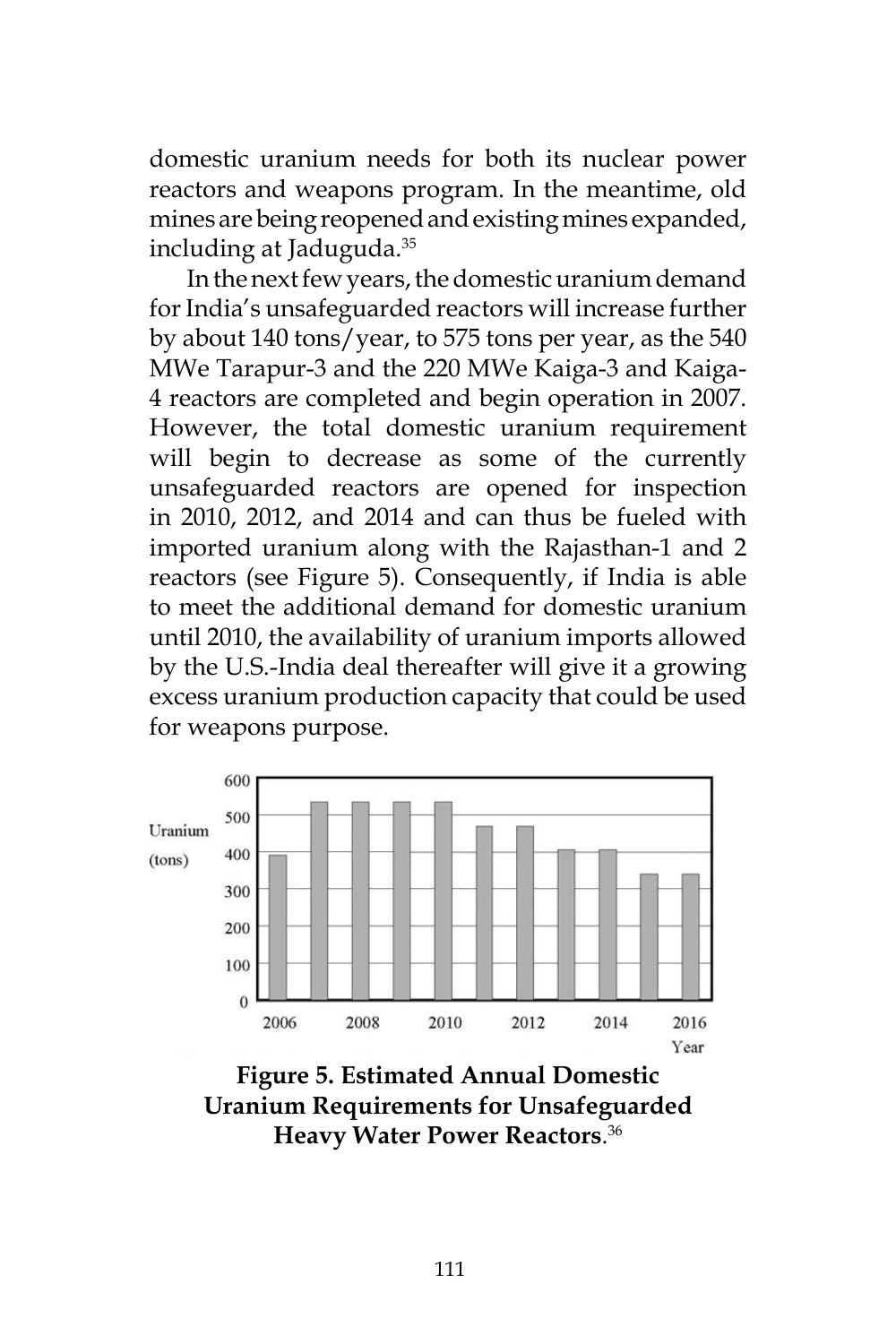domestic uranium needs for both its nuclear power reactors and weapons program. In the meantime, old mines are being reopened and existing mines expanded, including at Jaduguda.[35]

In the next few years, the domestic uranium demand for India's unsafeguarded reactors will increase further by about 140 tons/year, to 575 tons per year, as the 540 MWe Tarapur-3 and the 220 MWe Kaiga-3 and Kaiga-4 reactors are completed and begin operation in 2007. However, the total domestic uranium requirement will begin to decrease as some of the currently unsafeguarded reactors are opened for inspection in 2010, 2012, and 2014 and can thus be fueled with imported uranium along with the Rajasthan-1 and 2 reactors (see Figure 5). Consequently, if India is able to meet the additional demand for domestic uranium until 2010, the availability of uranium imports allowed by the U.S.-India deal thereafter will give it a growing excess uranium production capacity that could be used for weapons purpose.

Uranium (tons)

600
500
400
300
200
100
0

2006
2008
2010
2012
2014
2016

Year

**Figure 5. Estimated Annual Domestic Uranium Requirements for Unsafeguarded Heavy Water Power Reactors**.[36]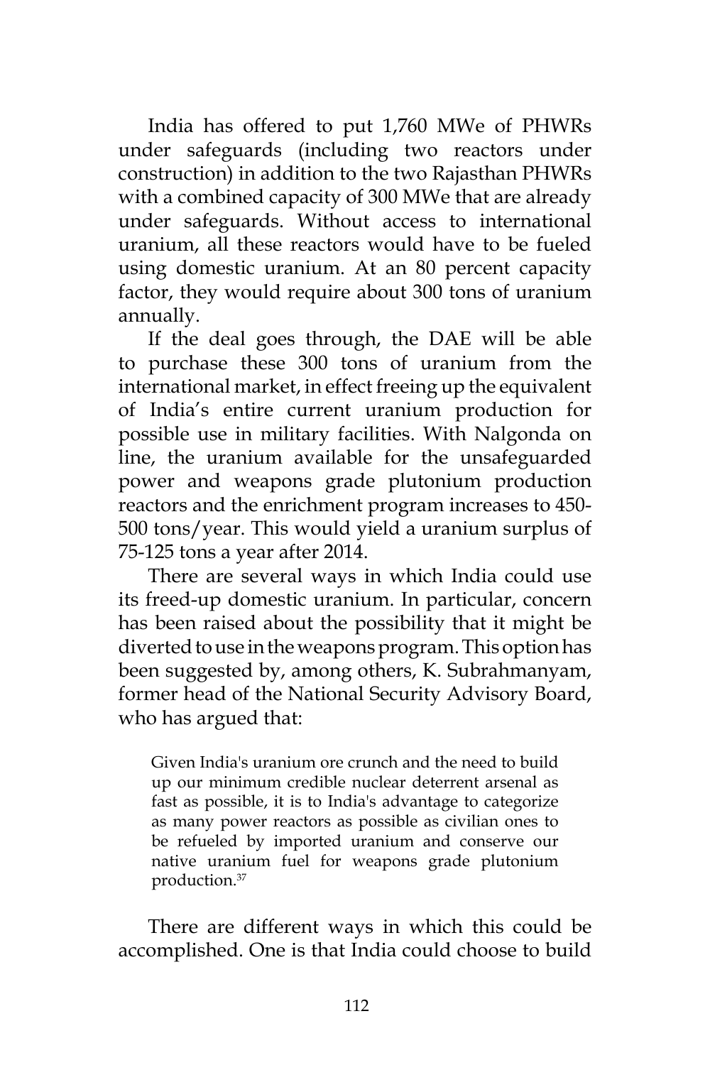India has offered to put 1,760 MWe of PHWRs under safeguards (including two reactors under construction) in addition to the two Rajasthan PHWRs with a combined capacity of 300 MWe that are already under safeguards. Without access to international uranium, all these reactors would have to be fueled using domestic uranium. At an 80 percent capacity factor, they would require about 300 tons of uranium annually.

If the deal goes through, the DAE will be able to purchase these 300 tons of uranium from the international market, in effect freeing up the equivalent of India's entire current uranium production for possible use in military facilities. With Nalgonda on line, the uranium available for the unsafeguarded power and weapons grade plutonium production reactors and the enrichment program increases to 450-500 tons/year. This would yield a uranium surplus of 75-125 tons a year after 2014.

There are several ways in which India could use its freed-up domestic uranium. In particular, concern has been raised about the possibility that it might be diverted to use in the weapons program. This option has been suggested by, among others, K. Subrahmanyam, former head of the National Security Advisory Board, who has argued that:

> Given India's uranium ore crunch and the need to build up our minimum credible nuclear deterrent arsenal as fast as possible, it is to India's advantage to categorize as many power reactors as possible as civilian ones to be refueled by imported uranium and conserve our native uranium fuel for weapons grade plutonium production.[37]

There are different ways in which this could be accomplished. One is that India could choose to build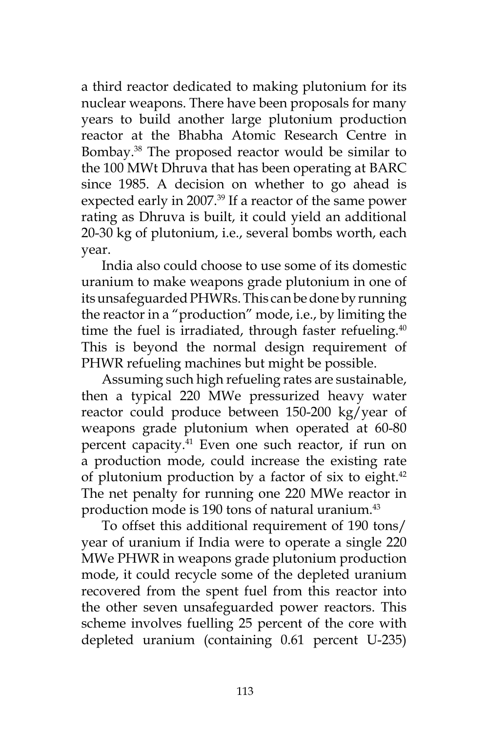a third reactor dedicated to making plutonium for its nuclear weapons. There have been proposals for many years to build another large plutonium production reactor at the Bhabha Atomic Research Centre in Bombay.[38] The proposed reactor would be similar to the 100 MWt Dhruva that has been operating at BARC since 1985. A decision on whether to go ahead is expected early in 2007.[39] If a reactor of the same power rating as Dhruva is built, it could yield an additional 20-30 kg of plutonium, i.e., several bombs worth, each year.

India also could choose to use some of its domestic uranium to make weapons grade plutonium in one of its unsafeguarded PHWRs. This can be done by running the reactor in a "production" mode, i.e., by limiting the time the fuel is irradiated, through faster refueling.[40] This is beyond the normal design requirement of PHWR refueling machines but might be possible.

Assuming such high refueling rates are sustainable, then a typical 220 MWe pressurized heavy water reactor could produce between 150-200 kg/year of weapons grade plutonium when operated at 60-80 percent capacity.[41] Even one such reactor, if run on a production mode, could increase the existing rate of plutonium production by a factor of six to eight.[42] The net penalty for running one 220 MWe reactor in production mode is 190 tons of natural uranium.[43]

To offset this additional requirement of 190 tons/year of uranium if India were to operate a single 220 MWe PHWR in weapons grade plutonium production mode, it could recycle some of the depleted uranium recovered from the spent fuel from this reactor into the other seven unsafeguarded power reactors. This scheme involves fuelling 25 percent of the core with depleted uranium (containing 0.61 percent U-235)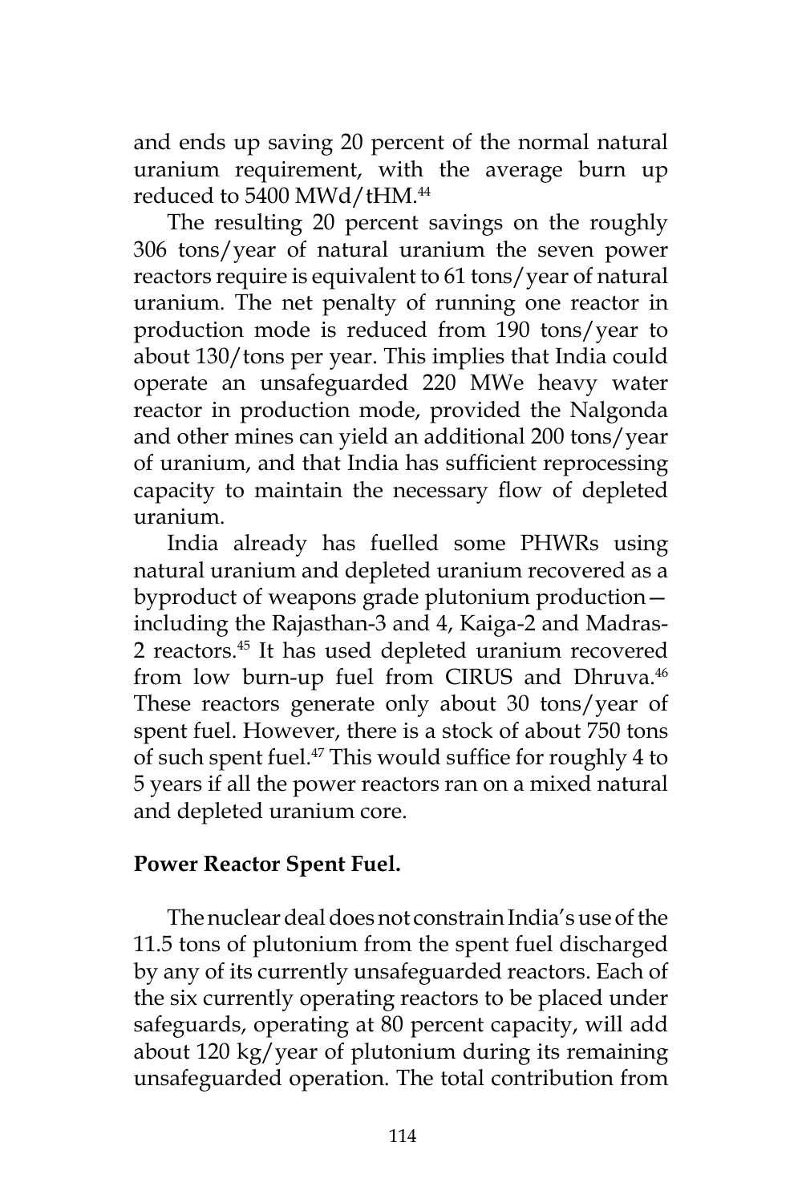and ends up saving 20 percent of the normal natural uranium requirement, with the average burn up reduced to 5400 MWd/tHM.[44]

The resulting 20 percent savings on the roughly 306 tons/year of natural uranium the seven power reactors require is equivalent to 61 tons/year of natural uranium. The net penalty of running one reactor in production mode is reduced from 190 tons/year to about 130/tons per year. This implies that India could operate an unsafeguarded 220 MWe heavy water reactor in production mode, provided the Nalgonda and other mines can yield an additional 200 tons/year of uranium, and that India has sufficient reprocessing capacity to maintain the necessary flow of depleted uranium.

India already has fuelled some PHWRs using natural uranium and depleted uranium recovered as a byproduct of weapons grade plutonium production—including the Rajasthan-3 and 4, Kaiga-2 and Madras-2 reactors.[45] It has used depleted uranium recovered from low burn-up fuel from CIRUS and Dhruva.[46] These reactors generate only about 30 tons/year of spent fuel. However, there is a stock of about 750 tons of such spent fuel.[47] This would suffice for roughly 4 to 5 years if all the power reactors ran on a mixed natural and depleted uranium core.

**Power Reactor Spent Fuel.**

The nuclear deal does not constrain India's use of the 11.5 tons of plutonium from the spent fuel discharged by any of its currently unsafeguarded reactors. Each of the six currently operating reactors to be placed under safeguards, operating at 80 percent capacity, will add about 120 kg/year of plutonium during its remaining unsafeguarded operation. The total contribution from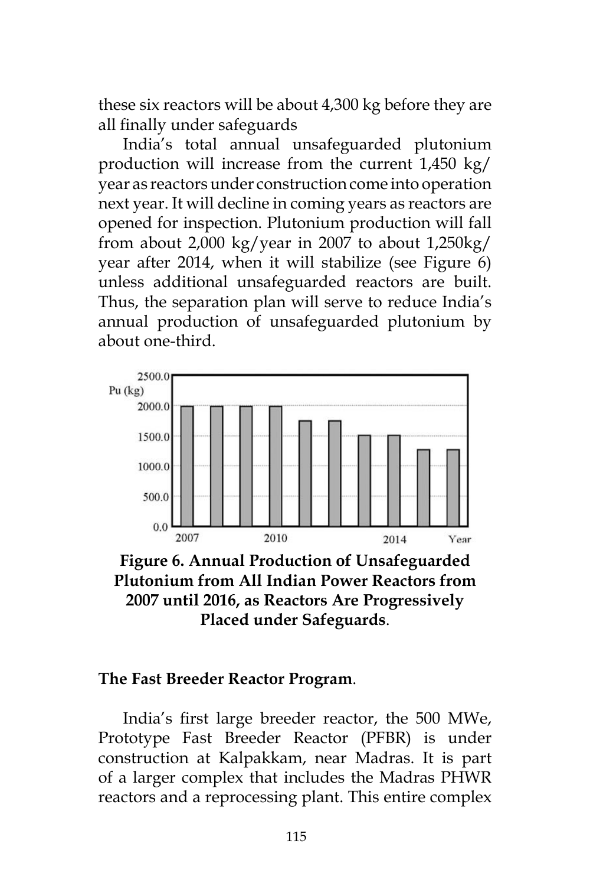these six reactors will be about 4,300 kg before they are all finally under safeguards

India's total annual unsafeguarded plutonium production will increase from the current 1,450 kg/year as reactors under construction come into operation next year. It will decline in coming years as reactors are opened for inspection. Plutonium production will fall from about 2,000 kg/year in 2007 to about 1,250kg/year after 2014, when it will stabilize (see Figure 6) unless additional unsafeguarded reactors are built. Thus, the separation plan will serve to reduce India's annual production of unsafeguarded plutonium by about one-third.

2500.0
Pu (kg)
2000.0
1500.0
1000.0
500.0
0.0
2007
2010
2014
Year

**Figure 6. Annual Production of Unsafeguarded Plutonium from All Indian Power Reactors from 2007 until 2016, as Reactors Are Progressively Placed under Safeguards**.

**The Fast Breeder Reactor Program**.

India's first large breeder reactor, the 500 MWe, Prototype Fast Breeder Reactor (PFBR) is under construction at Kalpakkam, near Madras. It is part of a larger complex that includes the Madras PHWR reactors and a reprocessing plant. This entire complex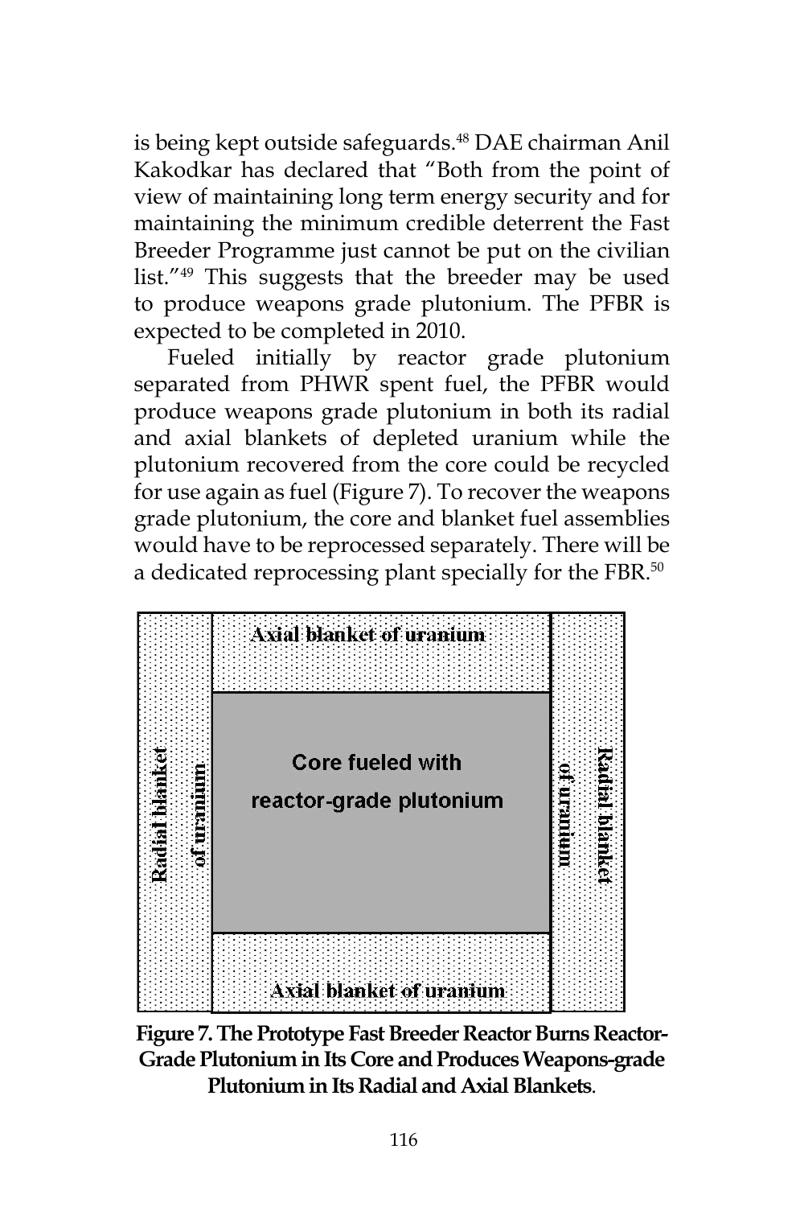is being kept outside safeguards.[48] DAE chairman Anil Kakodkar has declared that "Both from the point of view of maintaining long term energy security and for maintaining the minimum credible deterrent the Fast Breeder Programme just cannot be put on the civilian list."[49] This suggests that the breeder may be used to produce weapons grade plutonium. The PFBR is expected to be completed in 2010.

Fueled initially by reactor grade plutonium separated from PHWR spent fuel, the PFBR would produce weapons grade plutonium in both its radial and axial blankets of depleted uranium while the plutonium recovered from the core could be recycled for use again as fuel (Figure 7). To recover the weapons grade plutonium, the core and blanket fuel assemblies would have to be reprocessed separately. There will be a dedicated reprocessing plant specially for the FBR.[50]

Axial blanket of uranium

Radial blanket of uranium

Core fueled with reactor-grade plutonium

Radial blanket of uranium

Axial blanket of uranium

**Figure 7. The Prototype Fast Breeder Reactor Burns Reactor-Grade Plutonium in Its Core and Produces Weapons-grade Plutonium in Its Radial and Axial Blankets**.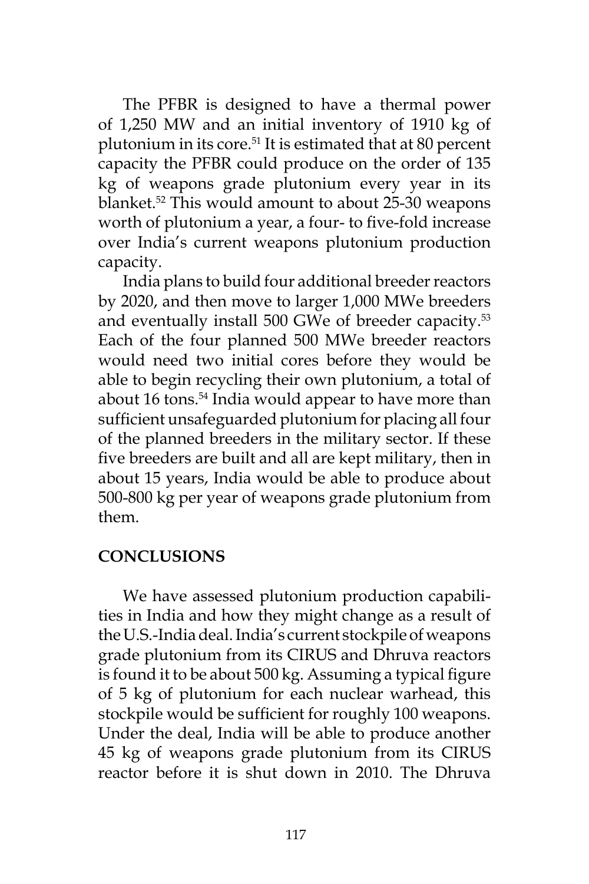The PFBR is designed to have a thermal power of 1,250 MW and an initial inventory of 1910 kg of plutonium in its core.[51] It is estimated that at 80 percent capacity the PFBR could produce on the order of 135 kg of weapons grade plutonium every year in its blanket.[52] This would amount to about 25-30 weapons worth of plutonium a year, a four- to five-fold increase over India's current weapons plutonium production capacity.

India plans to build four additional breeder reactors by 2020, and then move to larger 1,000 MWe breeders and eventually install 500 GWe of breeder capacity.[53] Each of the four planned 500 MWe breeder reactors would need two initial cores before they would be able to begin recycling their own plutonium, a total of about 16 tons.[54] India would appear to have more than sufficient unsafeguarded plutonium for placing all four of the planned breeders in the military sector. If these five breeders are built and all are kept military, then in about 15 years, India would be able to produce about 500-800 kg per year of weapons grade plutonium from them.

## CONCLUSIONS

We have assessed plutonium production capabilities in India and how they might change as a result of the U.S.-India deal. India's current stockpile of weapons grade plutonium from its CIRUS and Dhruva reactors is found it to be about 500 kg. Assuming a typical figure of 5 kg of plutonium for each nuclear warhead, this stockpile would be sufficient for roughly 100 weapons. Under the deal, India will be able to produce another 45 kg of weapons grade plutonium from its CIRUS reactor before it is shut down in 2010. The Dhruva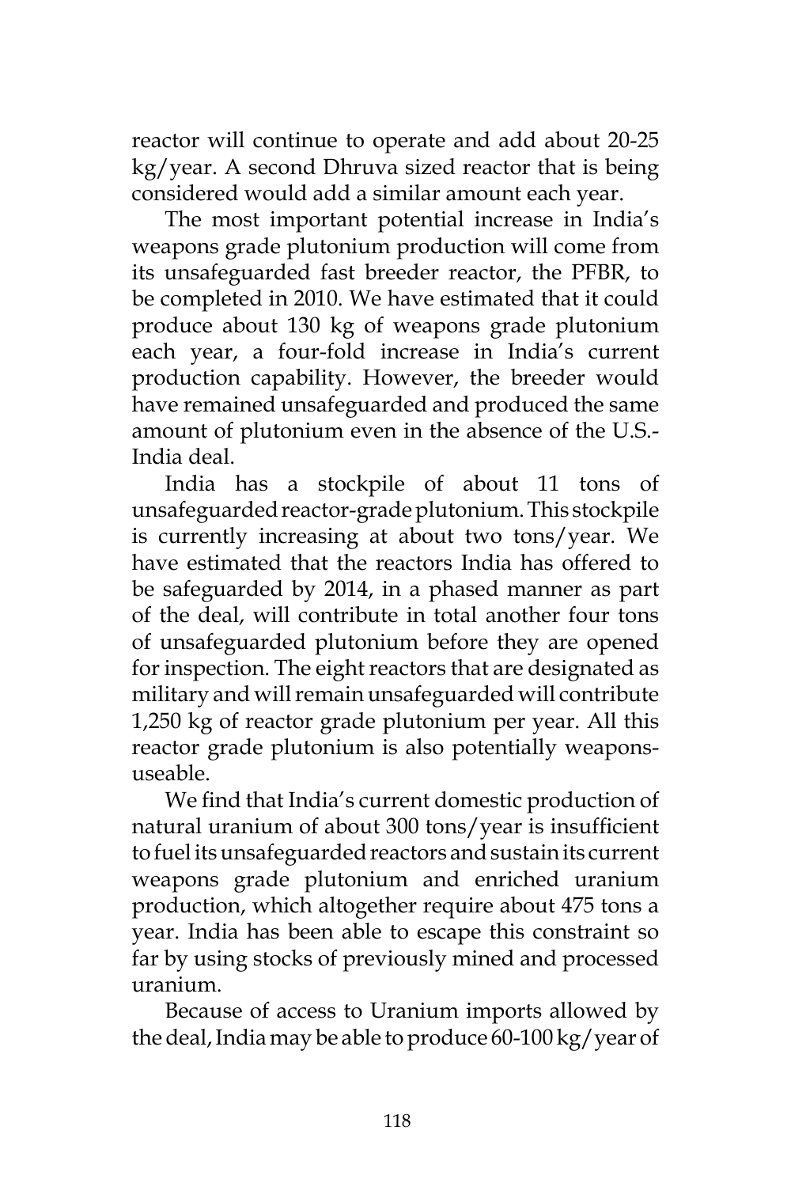reactor will continue to operate and add about 20-25 kg/year. A second Dhruva sized reactor that is being considered would add a similar amount each year.

The most important potential increase in India's weapons grade plutonium production will come from its unsafeguarded fast breeder reactor, the PFBR, to be completed in 2010. We have estimated that it could produce about 130 kg of weapons grade plutonium each year, a four-fold increase in India's current production capability. However, the breeder would have remained unsafeguarded and produced the same amount of plutonium even in the absence of the U.S.-India deal.

India has a stockpile of about 11 tons of unsafeguarded reactor-grade plutonium. This stockpile is currently increasing at about two tons/year. We have estimated that the reactors India has offered to be safeguarded by 2014, in a phased manner as part of the deal, will contribute in total another four tons of unsafeguarded plutonium before they are opened for inspection. The eight reactors that are designated as military and will remain unsafeguarded will contribute 1,250 kg of reactor grade plutonium per year. All this reactor grade plutonium is also potentially weapons-useable.

We find that India's current domestic production of natural uranium of about 300 tons/year is insufficient to fuel its unsafeguarded reactors and sustain its current weapons grade plutonium and enriched uranium production, which altogether require about 475 tons a year. India has been able to escape this constraint so far by using stocks of previously mined and processed uranium.

Because of access to Uranium imports allowed by the deal, India may be able to produce 60-100 kg/year of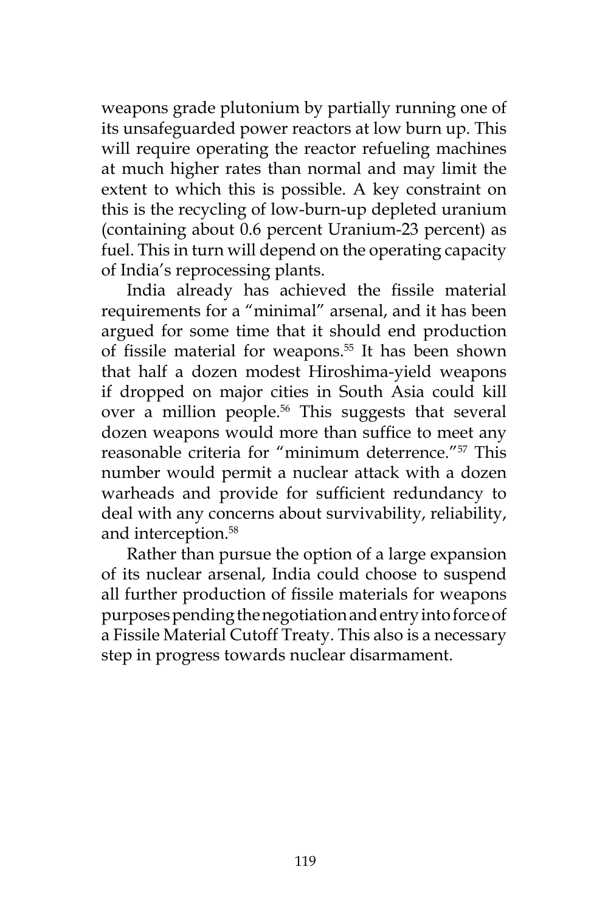weapons grade plutonium by partially running one of its unsafeguarded power reactors at low burn up. This will require operating the reactor refueling machines at much higher rates than normal and may limit the extent to which this is possible. A key constraint on this is the recycling of low-burn-up depleted uranium (containing about 0.6 percent Uranium-23 percent) as fuel. This in turn will depend on the operating capacity of India's reprocessing plants.

India already has achieved the fissile material requirements for a "minimal" arsenal, and it has been argued for some time that it should end production of fissile material for weapons.[55] It has been shown that half a dozen modest Hiroshima-yield weapons if dropped on major cities in South Asia could kill over a million people.[56] This suggests that several dozen weapons would more than suffice to meet any reasonable criteria for "minimum deterrence."[57] This number would permit a nuclear attack with a dozen warheads and provide for sufficient redundancy to deal with any concerns about survivability, reliability, and interception.[58]

Rather than pursue the option of a large expansion of its nuclear arsenal, India could choose to suspend all further production of fissile materials for weapons purposes pending the negotiation and entry into force of a Fissile Material Cutoff Treaty. This also is a necessary step in progress towards nuclear disarmament.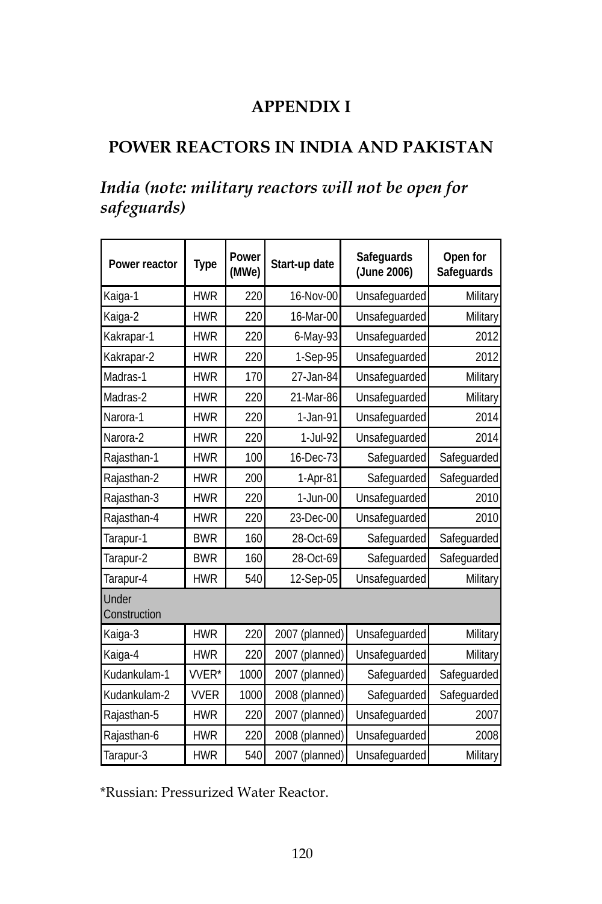# APPENDIX I

## POWER REACTORS IN INDIA AND PAKISTAN

### *India (note: military reactors will not be open for safeguards)*

| Power reactor | Type | Power (MWe) | Start-up date | Safeguards (June 2006) | Open for Safeguards |
|---|---|---|---|---|---|
| Kaiga-1 | HWR | 220 | 16-Nov-00 | Unsafeguarded | Military |
| Kaiga-2 | HWR | 220 | 16-Mar-00 | Unsafeguarded | Military |
| Kakrapar-1 | HWR | 220 | 6-May-93 | Unsafeguarded | 2012 |
| Kakrapar-2 | HWR | 220 | 1-Sep-95 | Unsafeguarded | 2012 |
| Madras-1 | HWR | 170 | 27-Jan-84 | Unsafeguarded | Military |
| Madras-2 | HWR | 220 | 21-Mar-86 | Unsafeguarded | Military |
| Narora-1 | HWR | 220 | 1-Jan-91 | Unsafeguarded | 2014 |
| Narora-2 | HWR | 220 | 1-Jul-92 | Unsafeguarded | 2014 |
| Rajasthan-1 | HWR | 100 | 16-Dec-73 | Safeguarded | Safeguarded |
| Rajasthan-2 | HWR | 200 | 1-Apr-81 | Safeguarded | Safeguarded |
| Rajasthan-3 | HWR | 220 | 1-Jun-00 | Unsafeguarded | 2010 |
| Rajasthan-4 | HWR | 220 | 23-Dec-00 | Unsafeguarded | 2010 |
| Tarapur-1 | BWR | 160 | 28-Oct-69 | Safeguarded | Safeguarded |
| Tarapur-2 | BWR | 160 | 28-Oct-69 | Safeguarded | Safeguarded |
| Tarapur-4 | HWR | 540 | 12-Sep-05 | Unsafeguarded | Military |
| Under Construction | | | | | |
| Kaiga-3 | HWR | 220 | 2007 (planned) | Unsafeguarded | Military |
| Kaiga-4 | HWR | 220 | 2007 (planned) | Unsafeguarded | Military |
| Kudankulam-1 | VVER* | 1000 | 2007 (planned) | Safeguarded | Safeguarded |
| Kudankulam-2 | VVER | 1000 | 2008 (planned) | Safeguarded | Safeguarded |
| Rajasthan-5 | HWR | 220 | 2007 (planned) | Unsafeguarded | 2007 |
| Rajasthan-6 | HWR | 220 | 2008 (planned) | Unsafeguarded | 2008 |
| Tarapur-3 | HWR | 540 | 2007 (planned) | Unsafeguarded | Military |

*Russian: Pressurized Water Reactor.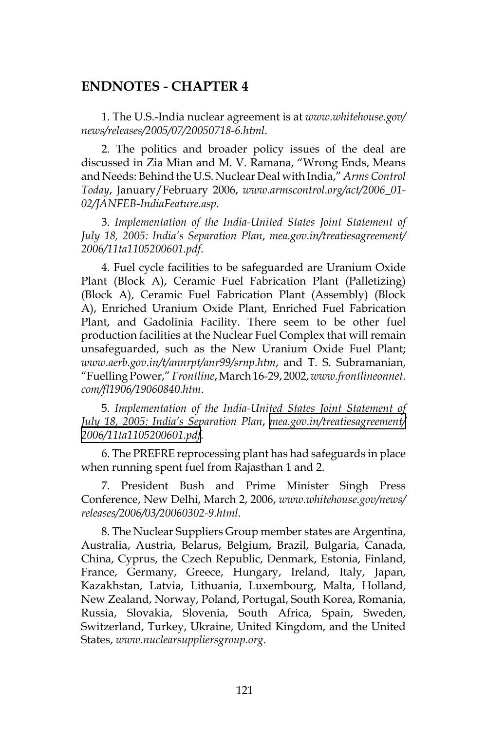## ENDNOTES - CHAPTER 4

1. The U.S.-India nuclear agreement is at *www.whitehouse.gov/news/releases/2005/07/20050718-6.html*.

2. The politics and broader policy issues of the deal are discussed in Zia Mian and M. V. Ramana, "Wrong Ends, Means and Needs: Behind the U.S. Nuclear Deal with India," *Arms Control Today*, January/February 2006, *www.armscontrol.org/act/2006_01-02/JANFEB-IndiaFeature.asp*.

3. *Implementation of the India-United States Joint Statement of July 18, 2005: India's Separation Plan*, *mea.gov.in/treatiesagreement/2006/11ta1105200601.pdf*.

4. Fuel cycle facilities to be safeguarded are Uranium Oxide Plant (Block A), Ceramic Fuel Fabrication Plant (Palletizing) (Block A), Ceramic Fuel Fabrication Plant (Assembly) (Block A), Enriched Uranium Oxide Plant, Enriched Fuel Fabrication Plant, and Gadolinia Facility. There seem to be other fuel production facilities at the Nuclear Fuel Complex that will remain unsafeguarded, such as the New Uranium Oxide Fuel Plant; *www.aerb.gov.in/t/annrpt/anr99/srnp.htm*, and T. S. Subramanian, "Fuelling Power," *Frontline*, March 16-29, 2002, *www.frontlineonnet.com/fl1906/19060840.htm*.

5. *Implementation of the India-United States Joint Statement of July 18, 2005: India's Separation Plan*, *mea.gov.in/treatiesagreement/2006/11ta1105200601.pdf*.

6. The PREFRE reprocessing plant has had safeguards in place when running spent fuel from Rajasthan 1 and 2.

7. President Bush and Prime Minister Singh Press Conference, New Delhi, March 2, 2006, *www.whitehouse.gov/news/releases/2006/03/20060302-9.html*.

8. The Nuclear Suppliers Group member states are Argentina, Australia, Austria, Belarus, Belgium, Brazil, Bulgaria, Canada, China, Cyprus, the Czech Republic, Denmark, Estonia, Finland, France, Germany, Greece, Hungary, Ireland, Italy, Japan, Kazakhstan, Latvia, Lithuania, Luxembourg, Malta, Holland, New Zealand, Norway, Poland, Portugal, South Korea, Romania, Russia, Slovakia, Slovenia, South Africa, Spain, Sweden, Switzerland, Turkey, Ukraine, United Kingdom, and the United States, *www.nuclearsuppliersgroup.org*.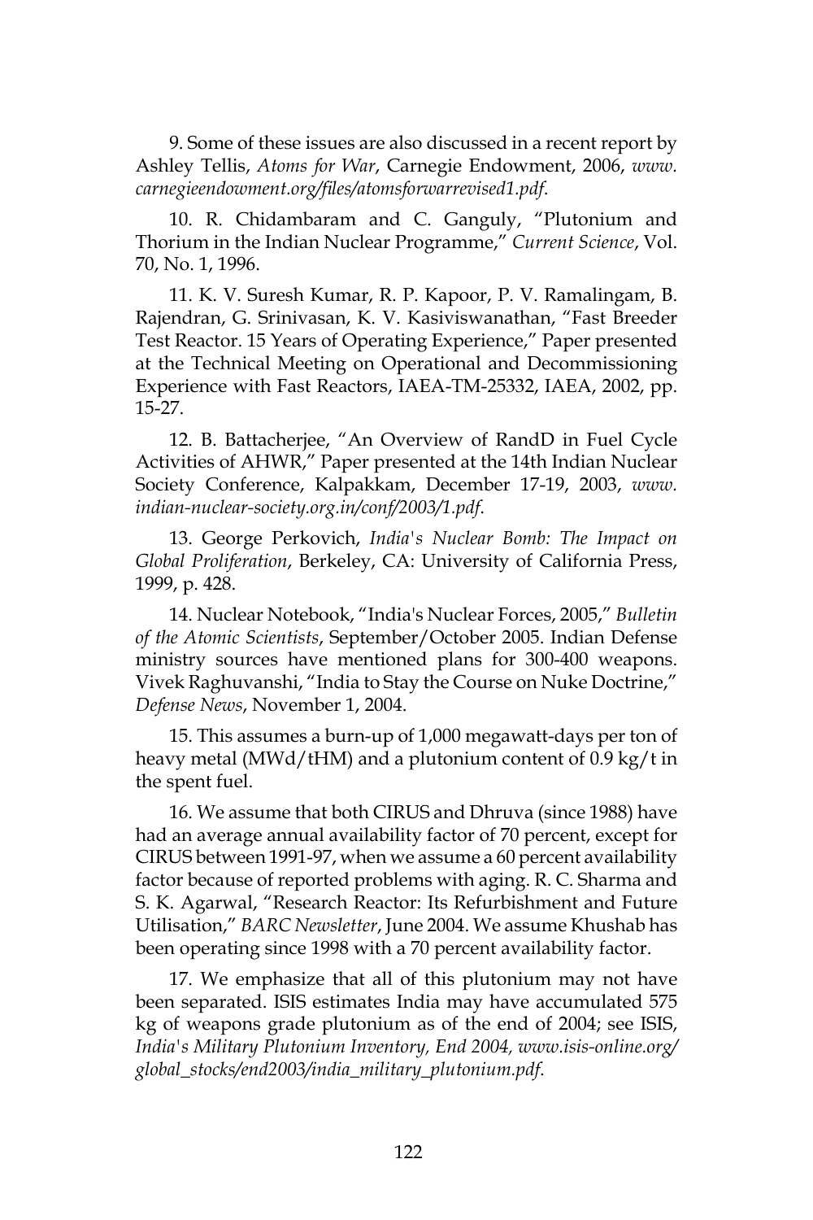9. Some of these issues are also discussed in a recent report by Ashley Tellis, *Atoms for War*, Carnegie Endowment, 2006, *www.carnegieendowment.org/files/atomsforwarrevised1.pdf*.

10. R. Chidambaram and C. Ganguly, "Plutonium and Thorium in the Indian Nuclear Programme," *Current Science*, Vol. 70, No. 1, 1996.

11. K. V. Suresh Kumar, R. P. Kapoor, P. V. Ramalingam, B. Rajendran, G. Srinivasan, K. V. Kasiviswanathan, "Fast Breeder Test Reactor. 15 Years of Operating Experience," Paper presented at the Technical Meeting on Operational and Decommissioning Experience with Fast Reactors, IAEA-TM-25332, IAEA, 2002, pp. 15-27.

12. B. Battacherjee, "An Overview of RandD in Fuel Cycle Activities of AHWR," Paper presented at the 14th Indian Nuclear Society Conference, Kalpakkam, December 17-19, 2003, *www.indian-nuclear-society.org.in/conf/2003/1.pdf*.

13. George Perkovich, *India's Nuclear Bomb: The Impact on Global Proliferation*, Berkeley, CA: University of California Press, 1999, p. 428.

14. Nuclear Notebook, "India's Nuclear Forces, 2005," *Bulletin of the Atomic Scientists*, September/October 2005. Indian Defense ministry sources have mentioned plans for 300-400 weapons. Vivek Raghuvanshi, "India to Stay the Course on Nuke Doctrine," *Defense News*, November 1, 2004.

15. This assumes a burn-up of 1,000 megawatt-days per ton of heavy metal (MWd/tHM) and a plutonium content of 0.9 kg/t in the spent fuel.

16. We assume that both CIRUS and Dhruva (since 1988) have had an average annual availability factor of 70 percent, except for CIRUS between 1991-97, when we assume a 60 percent availability factor because of reported problems with aging. R. C. Sharma and S. K. Agarwal, "Research Reactor: Its Refurbishment and Future Utilisation," *BARC Newsletter*, June 2004. We assume Khushab has been operating since 1998 with a 70 percent availability factor.

17. We emphasize that all of this plutonium may not have been separated. ISIS estimates India may have accumulated 575 kg of weapons grade plutonium as of the end of 2004; see ISIS, *India's Military Plutonium Inventory, End 2004, www.isis-online.org/global_stocks/end2003/india_military_plutonium.pdf*.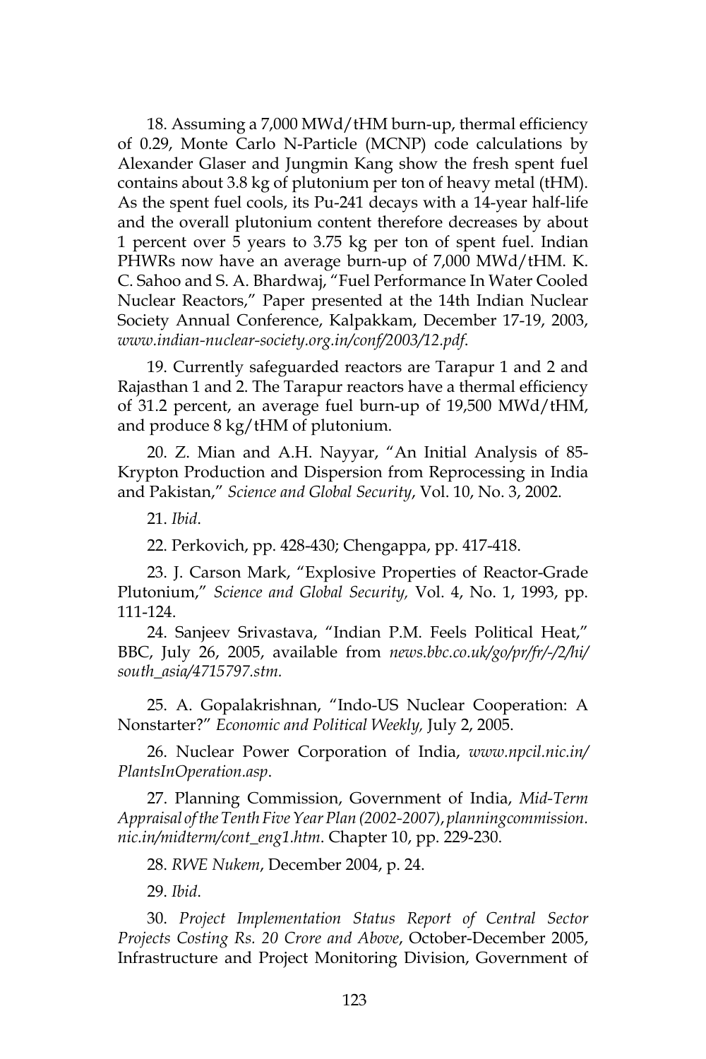18. Assuming a 7,000 MWd/tHM burn-up, thermal efficiency of 0.29, Monte Carlo N-Particle (MCNP) code calculations by Alexander Glaser and Jungmin Kang show the fresh spent fuel contains about 3.8 kg of plutonium per ton of heavy metal (tHM). As the spent fuel cools, its Pu-241 decays with a 14-year half-life and the overall plutonium content therefore decreases by about 1 percent over 5 years to 3.75 kg per ton of spent fuel. Indian PHWRs now have an average burn-up of 7,000 MWd/tHM. K. C. Sahoo and S. A. Bhardwaj, "Fuel Performance In Water Cooled Nuclear Reactors," Paper presented at the 14th Indian Nuclear Society Annual Conference, Kalpakkam, December 17-19, 2003, *www.indian-nuclear-society.org.in/conf/2003/12.pdf*.

19. Currently safeguarded reactors are Tarapur 1 and 2 and Rajasthan 1 and 2. The Tarapur reactors have a thermal efficiency of 31.2 percent, an average fuel burn-up of 19,500 MWd/tHM, and produce 8 kg/tHM of plutonium.

20. Z. Mian and A.H. Nayyar, "An Initial Analysis of 85-Krypton Production and Dispersion from Reprocessing in India and Pakistan," *Science and Global Security*, Vol. 10, No. 3, 2002.

21. *Ibid*.

22. Perkovich, pp. 428-430; Chengappa, pp. 417-418.

23. J. Carson Mark, "Explosive Properties of Reactor-Grade Plutonium," *Science and Global Security,* Vol. 4, No. 1, 1993, pp. 111-124.

24. Sanjeev Srivastava, "Indian P.M. Feels Political Heat," BBC, July 26, 2005, available from *news.bbc.co.uk/go/pr/fr/-/2/hi/south_asia/4715797.stm.*

25. A. Gopalakrishnan, "Indo-US Nuclear Cooperation: A Nonstarter?" *Economic and Political Weekly,* July 2, 2005.

26. Nuclear Power Corporation of India, *www.npcil.nic.in/PlantsInOperation.asp*.

27. Planning Commission, Government of India, *Mid-Term Appraisal of the Tenth Five Year Plan (2002-2007)*, *planningcommission.nic.in/midterm/cont_eng1.htm*. Chapter 10, pp. 229-230.

28. *RWE Nukem*, December 2004, p. 24.

29. *Ibid*.

30. *Project Implementation Status Report of Central Sector Projects Costing Rs. 20 Crore and Above*, October-December 2005, Infrastructure and Project Monitoring Division, Government of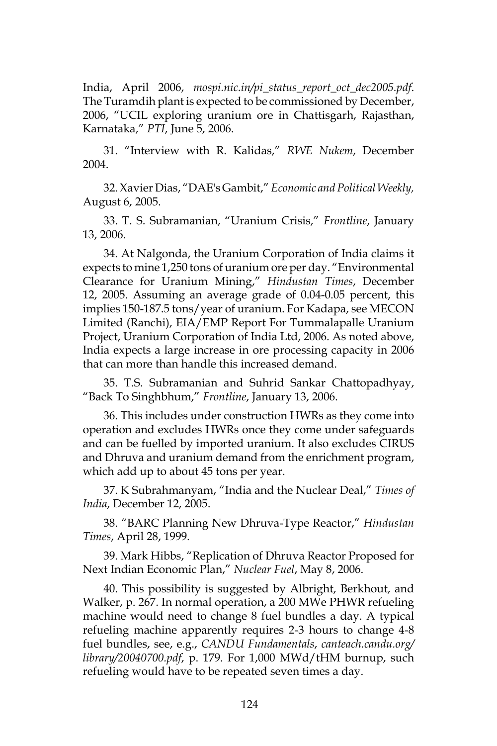India, April 2006, *mospi.nic.in/pi_status_report_oct_dec2005.pdf*. The Turamdih plant is expected to be commissioned by December, 2006, "UCIL exploring uranium ore in Chattisgarh, Rajasthan, Karnataka," *PTI*, June 5, 2006.

31. "Interview with R. Kalidas," *RWE Nukem*, December 2004.

32. Xavier Dias, "DAE's Gambit," *Economic and Political Weekly,* August 6, 2005.

33. T. S. Subramanian, "Uranium Crisis," *Frontline*, January 13, 2006.

34. At Nalgonda, the Uranium Corporation of India claims it expects to mine 1,250 tons of uranium ore per day. "Environmental Clearance for Uranium Mining," *Hindustan Times*, December 12, 2005. Assuming an average grade of 0.04-0.05 percent, this implies 150-187.5 tons/year of uranium. For Kadapa, see MECON Limited (Ranchi), EIA/EMP Report For Tummalapalle Uranium Project, Uranium Corporation of India Ltd, 2006. As noted above, India expects a large increase in ore processing capacity in 2006 that can more than handle this increased demand.

35. T.S. Subramanian and Suhrid Sankar Chattopadhyay, "Back To Singhbhum," *Frontline*, January 13, 2006.

36. This includes under construction HWRs as they come into operation and excludes HWRs once they come under safeguards and can be fuelled by imported uranium. It also excludes CIRUS and Dhruva and uranium demand from the enrichment program, which add up to about 45 tons per year.

37. K Subrahmanyam, "India and the Nuclear Deal," *Times of India*, December 12, 2005.

38. "BARC Planning New Dhruva-Type Reactor," *Hindustan Times*, April 28, 1999.

39. Mark Hibbs, "Replication of Dhruva Reactor Proposed for Next Indian Economic Plan," *Nuclear Fuel*, May 8, 2006.

40. This possibility is suggested by Albright, Berkhout, and Walker, p. 267. In normal operation, a 200 MWe PHWR refueling machine would need to change 8 fuel bundles a day. A typical refueling machine apparently requires 2-3 hours to change 4-8 fuel bundles, see, e.g., *CANDU Fundamentals*, *canteach.candu.org/library/20040700.pdf*, p. 179. For 1,000 MWd/tHM burnup, such refueling would have to be repeated seven times a day.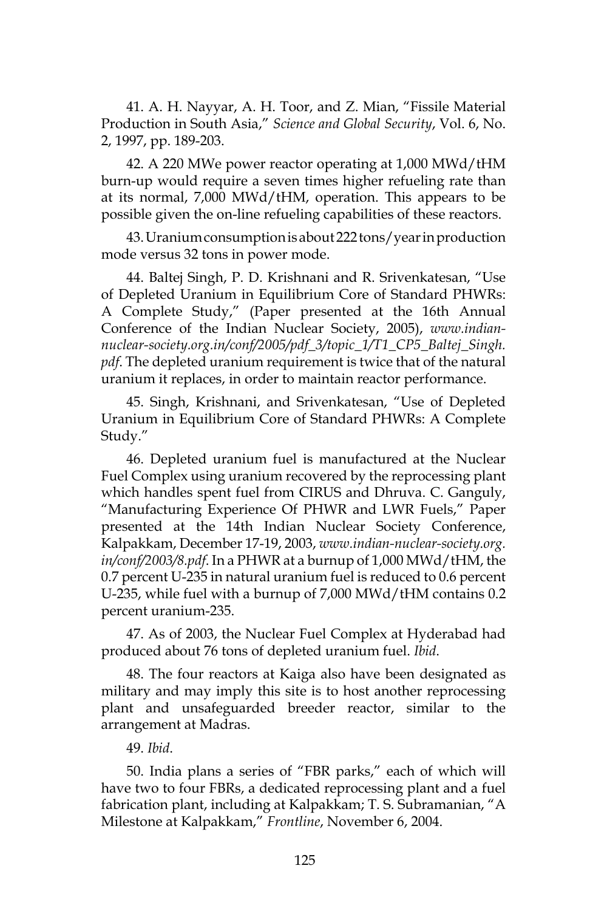41. A. H. Nayyar, A. H. Toor, and Z. Mian, “Fissile Material Production in South Asia,” *Science and Global Security*, Vol. 6, No. 2, 1997, pp. 189-203.

42. A 220 MWe power reactor operating at 1,000 MWd/tHM burn-up would require a seven times higher refueling rate than at its normal, 7,000 MWd/tHM, operation. This appears to be possible given the on-line refueling capabilities of these reactors.

43. Uranium consumption is about 222 tons/year in production mode versus 32 tons in power mode.

44. Baltej Singh, P. D. Krishnani and R. Srivenkatesan, “Use of Depleted Uranium in Equilibrium Core of Standard PHWRs: A Complete Study,” (Paper presented at the 16th Annual Conference of the Indian Nuclear Society, 2005), *www.indian-nuclear-society.org.in/conf/2005/pdf_3/topic_1/T1_CP5_Baltej_Singh.pdf*. The depleted uranium requirement is twice that of the natural uranium it replaces, in order to maintain reactor performance.

45. Singh, Krishnani, and Srivenkatesan, “Use of Depleted Uranium in Equilibrium Core of Standard PHWRs: A Complete Study.”

46. Depleted uranium fuel is manufactured at the Nuclear Fuel Complex using uranium recovered by the reprocessing plant which handles spent fuel from CIRUS and Dhruva. C. Ganguly, “Manufacturing Experience Of PHWR and LWR Fuels,” Paper presented at the 14th Indian Nuclear Society Conference, Kalpakkam, December 17-19, 2003, *www.indian-nuclear-society.org.in/conf/2003/8.pdf*. In a PHWR at a burnup of 1,000 MWd/tHM, the 0.7 percent U-235 in natural uranium fuel is reduced to 0.6 percent U-235, while fuel with a burnup of 7,000 MWd/tHM contains 0.2 percent uranium-235.

47. As of 2003, the Nuclear Fuel Complex at Hyderabad had produced about 76 tons of depleted uranium fuel. *Ibid*.

48. The four reactors at Kaiga also have been designated as military and may imply this site is to host another reprocessing plant and unsafeguarded breeder reactor, similar to the arrangement at Madras.

49. *Ibid*.

50. India plans a series of “FBR parks,” each of which will have two to four FBRs, a dedicated reprocessing plant and a fuel fabrication plant, including at Kalpakkam; T. S. Subramanian, “A Milestone at Kalpakkam,” *Frontline*, November 6, 2004.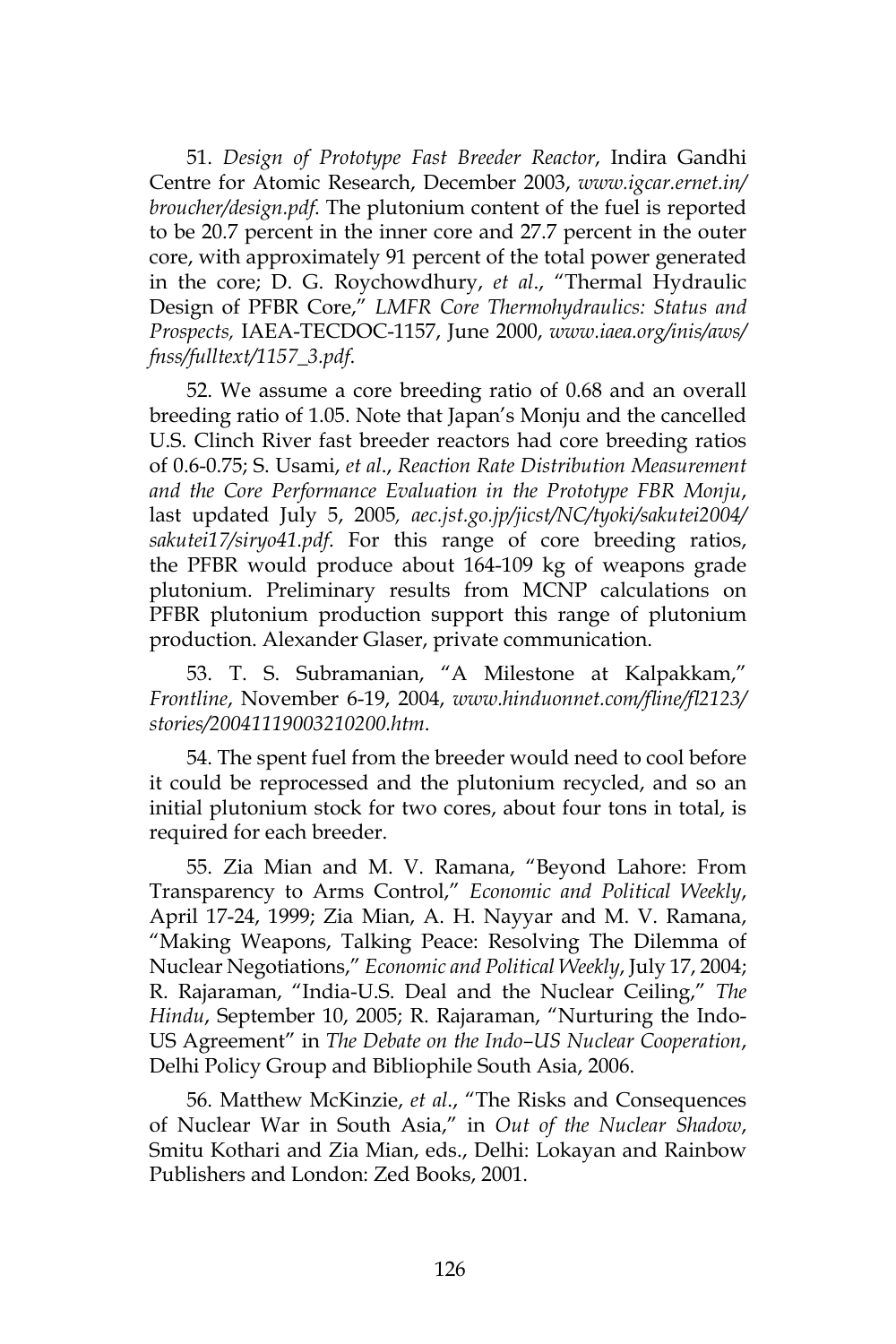51. *Design of Prototype Fast Breeder Reactor*, Indira Gandhi Centre for Atomic Research, December 2003, *www.igcar.ernet.in/broucher/design.pdf*. The plutonium content of the fuel is reported to be 20.7 percent in the inner core and 27.7 percent in the outer core, with approximately 91 percent of the total power generated in the core; D. G. Roychowdhury, *et al*., "Thermal Hydraulic Design of PFBR Core," *LMFR Core Thermohydraulics: Status and Prospects,* IAEA-TECDOC-1157, June 2000, *www.iaea.org/inis/aws/fnss/fulltext/1157_3.pdf*.

52. We assume a core breeding ratio of 0.68 and an overall breeding ratio of 1.05. Note that Japan's Monju and the cancelled U.S. Clinch River fast breeder reactors had core breeding ratios of 0.6-0.75; S. Usami, *et al*., *Reaction Rate Distribution Measurement and the Core Performance Evaluation in the Prototype FBR Monju*, last updated July 5, 2005*, aec.jst.go.jp/jicst/NC/tyoki/sakutei2004/sakutei17/siryo41.pdf*. For this range of core breeding ratios, the PFBR would produce about 164-109 kg of weapons grade plutonium. Preliminary results from MCNP calculations on PFBR plutonium production support this range of plutonium production. Alexander Glaser, private communication.

53. T. S. Subramanian, "A Milestone at Kalpakkam," *Frontline*, November 6-19, 2004, *www.hinduonnet.com/fline/fl2123/stories/20041119003210200.htm*.

54. The spent fuel from the breeder would need to cool before it could be reprocessed and the plutonium recycled, and so an initial plutonium stock for two cores, about four tons in total, is required for each breeder.

55. Zia Mian and M. V. Ramana, "Beyond Lahore: From Transparency to Arms Control," *Economic and Political Weekly*, April 17-24, 1999; Zia Mian, A. H. Nayyar and M. V. Ramana, "Making Weapons, Talking Peace: Resolving The Dilemma of Nuclear Negotiations," *Economic and Political Weekly*, July 17, 2004; R. Rajaraman, "India-U.S. Deal and the Nuclear Ceiling," *The Hindu*, September 10, 2005; R. Rajaraman, "Nurturing the Indo-US Agreement" in *The Debate on the Indo–US Nuclear Cooperation*, Delhi Policy Group and Bibliophile South Asia, 2006.

56. Matthew McKinzie, *et al*., "The Risks and Consequences of Nuclear War in South Asia," in *Out of the Nuclear Shadow*, Smitu Kothari and Zia Mian, eds., Delhi: Lokayan and Rainbow Publishers and London: Zed Books, 2001.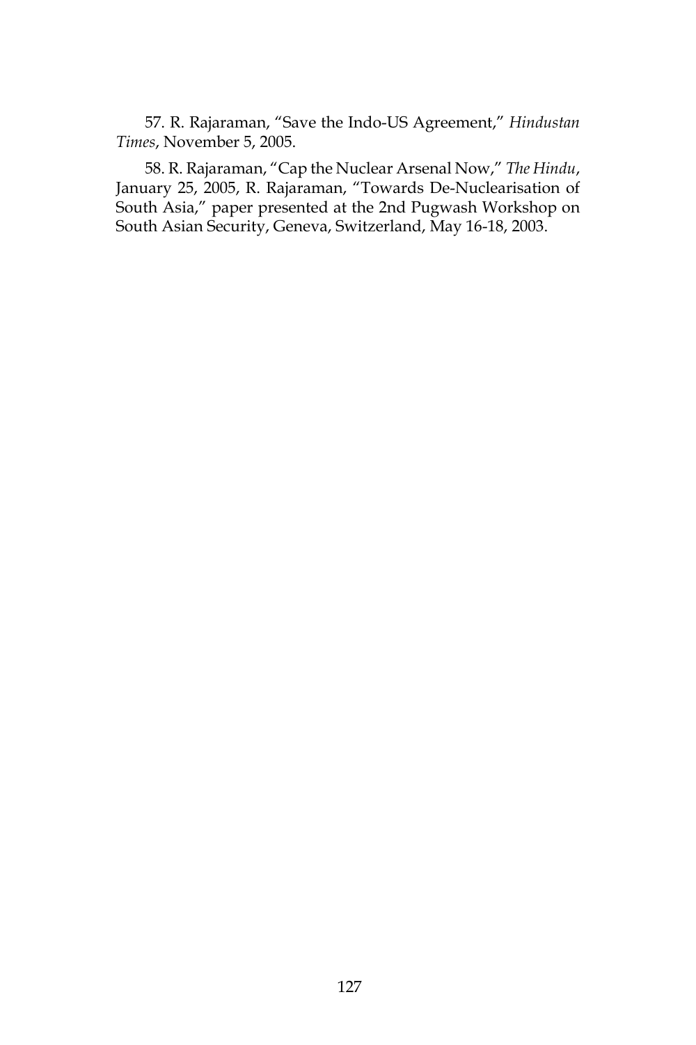57. R. Rajaraman, “Save the Indo-US Agreement,” *Hindustan Times*, November 5, 2005.

58. R. Rajaraman, “Cap the Nuclear Arsenal Now,” *The Hindu*, January 25, 2005, R. Rajaraman, “Towards De-Nuclearisation of South Asia,” paper presented at the 2nd Pugwash Workshop on South Asian Security, Geneva, Switzerland, May 16-18, 2003.